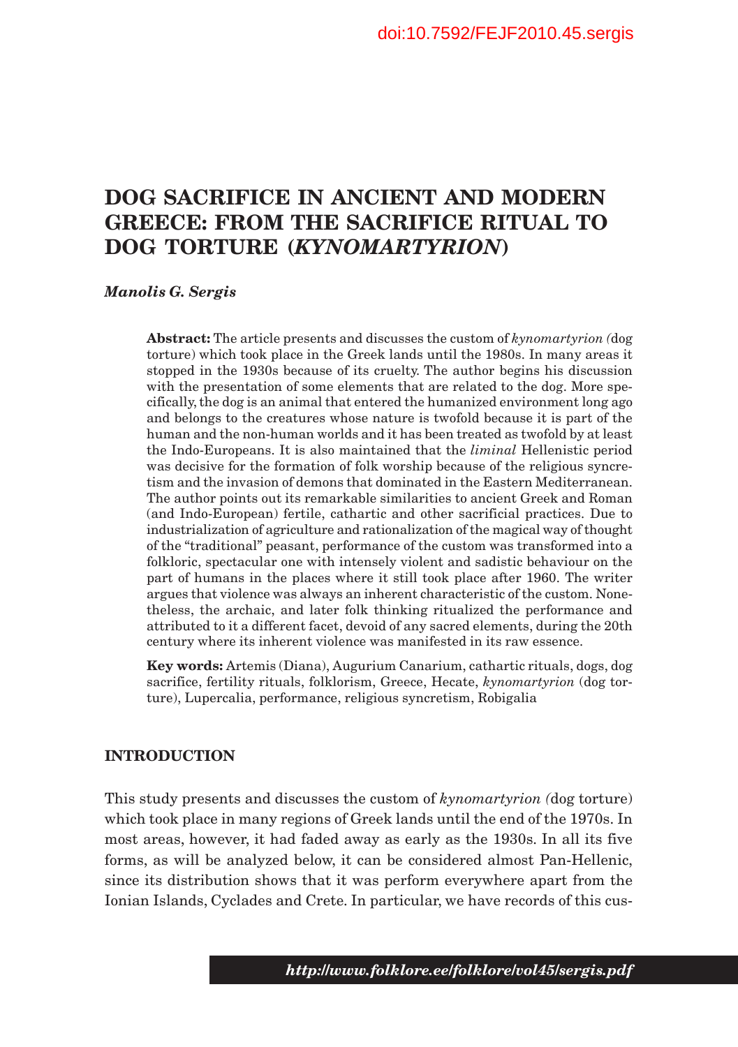doi:10.7592/FEJF2010.45.sergis

# DOG SACRIFICE IN ANCIENT AND MODERN GREECE: FROM THE SACRIFICE RITUAL TO DOG TORTURE (*KYNOMARTYRION*)

***Manolis G. Sergis***

**Abstract:** The article presents and discusses the custom of *kynomartyrion (*dog torture) which took place in the Greek lands until the 1980s. In many areas it stopped in the 1930s because of its cruelty. The author begins his discussion with the presentation of some elements that are related to the dog. More specifically, the dog is an animal that entered the humanized environment long ago and belongs to the creatures whose nature is twofold because it is part of the human and the non-human worlds and it has been treated as twofold by at least the Indo-Europeans. It is also maintained that the *liminal* Hellenistic period was decisive for the formation of folk worship because of the religious syncretism and the invasion of demons that dominated in the Eastern Mediterranean. The author points out its remarkable similarities to ancient Greek and Roman (and Indo-European) fertile, cathartic and other sacrificial practices. Due to industrialization of agriculture and rationalization of the magical way of thought of the "traditional" peasant, performance of the custom was transformed into a folkloric, spectacular one with intensely violent and sadistic behaviour on the part of humans in the places where it still took place after 1960. The writer argues that violence was always an inherent characteristic of the custom. Nonetheless, the archaic, and later folk thinking ritualized the performance and attributed to it a different facet, devoid of any sacred elements, during the 20th century where its inherent violence was manifested in its raw essence.

**Key words:** Artemis (Diana), Augurium Canarium, cathartic rituals, dogs, dog sacrifice, fertility rituals, folklorism, Greece, Hecate, *kynomartyrion* (dog torture), Lupercalia, performance, religious syncretism, Robigalia

## INTRODUCTION

This study presents and discusses the custom of *kynomartyrion (*dog torture) which took place in many regions of Greek lands until the end of the 1970s. In most areas, however, it had faded away as early as the 1930s. In all its five forms, as will be analyzed below, it can be considered almost Pan-Hellenic, since its distribution shows that it was perform everywhere apart from the Ionian Islands, Cyclades and Crete. In particular, we have records of this cus-

***http://www.folklore.ee/folklore/vol45/sergis.pdf***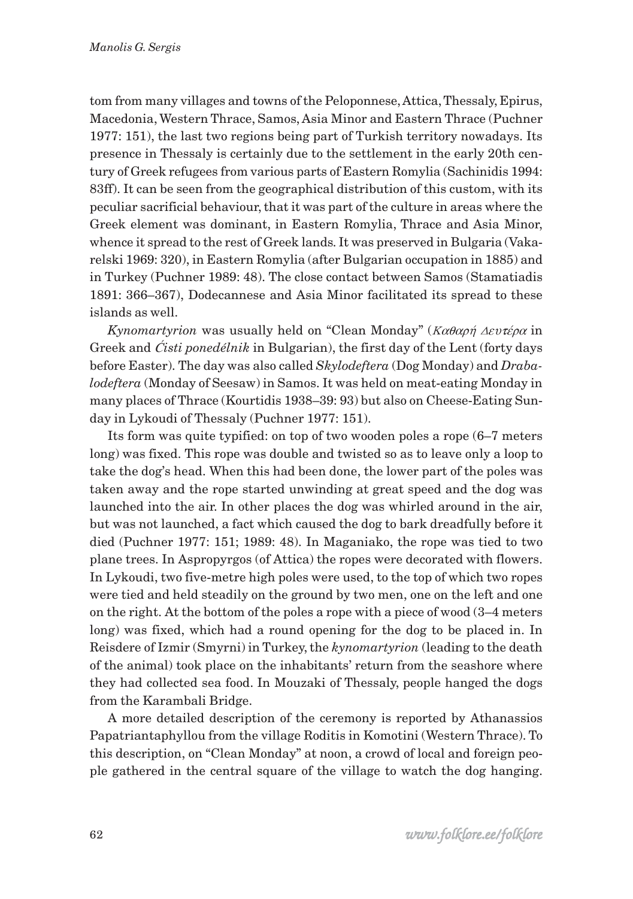tom from many villages and towns of the Peloponnese, Attica, Thessaly, Epirus, Macedonia, Western Thrace, Samos, Asia Minor and Eastern Thrace (Puchner 1977: 151), the last two regions being part of Turkish territory nowadays. Its presence in Thessaly is certainly due to the settlement in the early 20th century of Greek refugees from various parts of Eastern Romylia (Sachinidis 1994: 83ff). It can be seen from the geographical distribution of this custom, with its peculiar sacrificial behaviour, that it was part of the culture in areas where the Greek element was dominant, in Eastern Romylia, Thrace and Asia Minor, whence it spread to the rest of Greek lands. It was preserved in Bulgaria (Vakarelski 1969: 320), in Eastern Romylia (after Bulgarian occupation in 1885) and in Turkey (Puchner 1989: 48). The close contact between Samos (Stamatiadis 1891: 366–367), Dodecannese and Asia Minor facilitated its spread to these islands as well.

*Kynomartyrion* was usually held on "Clean Monday" (*Καθαρή Δευτέρα* in Greek and *Ćisti ponedélnik* in Bulgarian), the first day of the Lent (forty days before Easter). The day was also called *Skylodeftera* (Dog Monday) and *Drabalodeftera* (Monday of Seesaw) in Samos. It was held on meat-eating Monday in many places of Thrace (Kourtidis 1938–39: 93) but also on Cheese-Eating Sunday in Lykoudi of Thessaly (Puchner 1977: 151).

Its form was quite typified: on top of two wooden poles a rope (6–7 meters long) was fixed. This rope was double and twisted so as to leave only a loop to take the dog's head. When this had been done, the lower part of the poles was taken away and the rope started unwinding at great speed and the dog was launched into the air. In other places the dog was whirled around in the air, but was not launched, a fact which caused the dog to bark dreadfully before it died (Puchner 1977: 151; 1989: 48). In Maganiako, the rope was tied to two plane trees. In Aspropyrgos (of Attica) the ropes were decorated with flowers. In Lykoudi, two five-metre high poles were used, to the top of which two ropes were tied and held steadily on the ground by two men, one on the left and one on the right. At the bottom of the poles a rope with a piece of wood (3–4 meters long) was fixed, which had a round opening for the dog to be placed in. In Reisdere of Izmir (Smyrni) in Turkey, the *kynomartyrion* (leading to the death of the animal) took place on the inhabitants' return from the seashore where they had collected sea food. In Mouzaki of Thessaly, people hanged the dogs from the Karambali Bridge.

A more detailed description of the ceremony is reported by Athanassios Papatriantaphyllou from the village Roditis in Komotini (Western Thrace). To this description, on "Clean Monday" at noon, a crowd of local and foreign people gathered in the central square of the village to watch the dog hanging.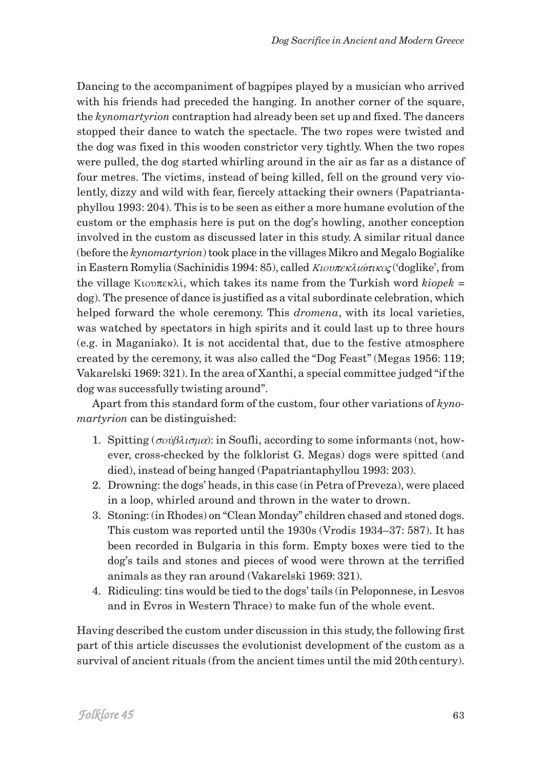Dancing to the accompaniment of bagpipes played by a musician who arrived with his friends had preceded the hanging. In another corner of the square, the *kynomartyrion* contraption had already been set up and fixed. The dancers stopped their dance to watch the spectacle. The two ropes were twisted and the dog was fixed in this wooden constrictor very tightly. When the two ropes were pulled, the dog started whirling around in the air as far as a distance of four metres. The victims, instead of being killed, fell on the ground very violently, dizzy and wild with fear, fiercely attacking their owners (Papatriantaphyllou 1993: 204). This is to be seen as either a more humane evolution of the custom or the emphasis here is put on the dog's howling, another conception involved in the custom as discussed later in this study. A similar ritual dance (before the *kynomartyrion*) took place in the villages Mikro and Megalo Bogialike in Eastern Romylia (Sachinidis 1994: 85), called *Κιουπεκλιώτικος* ('doglike', from the village Κιουπεκλί, which takes its name from the Turkish word *kiopek* = dog). The presence of dance is justified as a vital subordinate celebration, which helped forward the whole ceremony. This *dromena*, with its local varieties, was watched by spectators in high spirits and it could last up to three hours (e.g. in Maganiako). It is not accidental that, due to the festive atmosphere created by the ceremony, it was also called the "Dog Feast" (Megas 1956: 119; Vakarelski 1969: 321). In the area of Xanthi, a special committee judged "if the dog was successfully twisting around".

Apart from this standard form of the custom, four other variations of *kynomartyrion* can be distinguished:

1. Spitting (*σούβλισμα*): in Soufli, according to some informants (not, however, cross-checked by the folklorist G. Megas) dogs were spitted (and died), instead of being hanged (Papatriantaphyllou 1993: 203).
2. Drowning: the dogs' heads, in this case (in Petra of Preveza), were placed in a loop, whirled around and thrown in the water to drown.
3. Stoning: (in Rhodes) on "Clean Monday" children chased and stoned dogs. This custom was reported until the 1930s (Vrodis 1934–37: 587). It has been recorded in Bulgaria in this form. Empty boxes were tied to the dog's tails and stones and pieces of wood were thrown at the terrified animals as they ran around (Vakarelski 1969: 321).
4. Ridiculing: tins would be tied to the dogs' tails (in Peloponnese, in Lesvos and in Evros in Western Thrace) to make fun of the whole event.

Having described the custom under discussion in this study, the following first part of this article discusses the evolutionist development of the custom as a survival of ancient rituals (from the ancient times until the mid 20th century).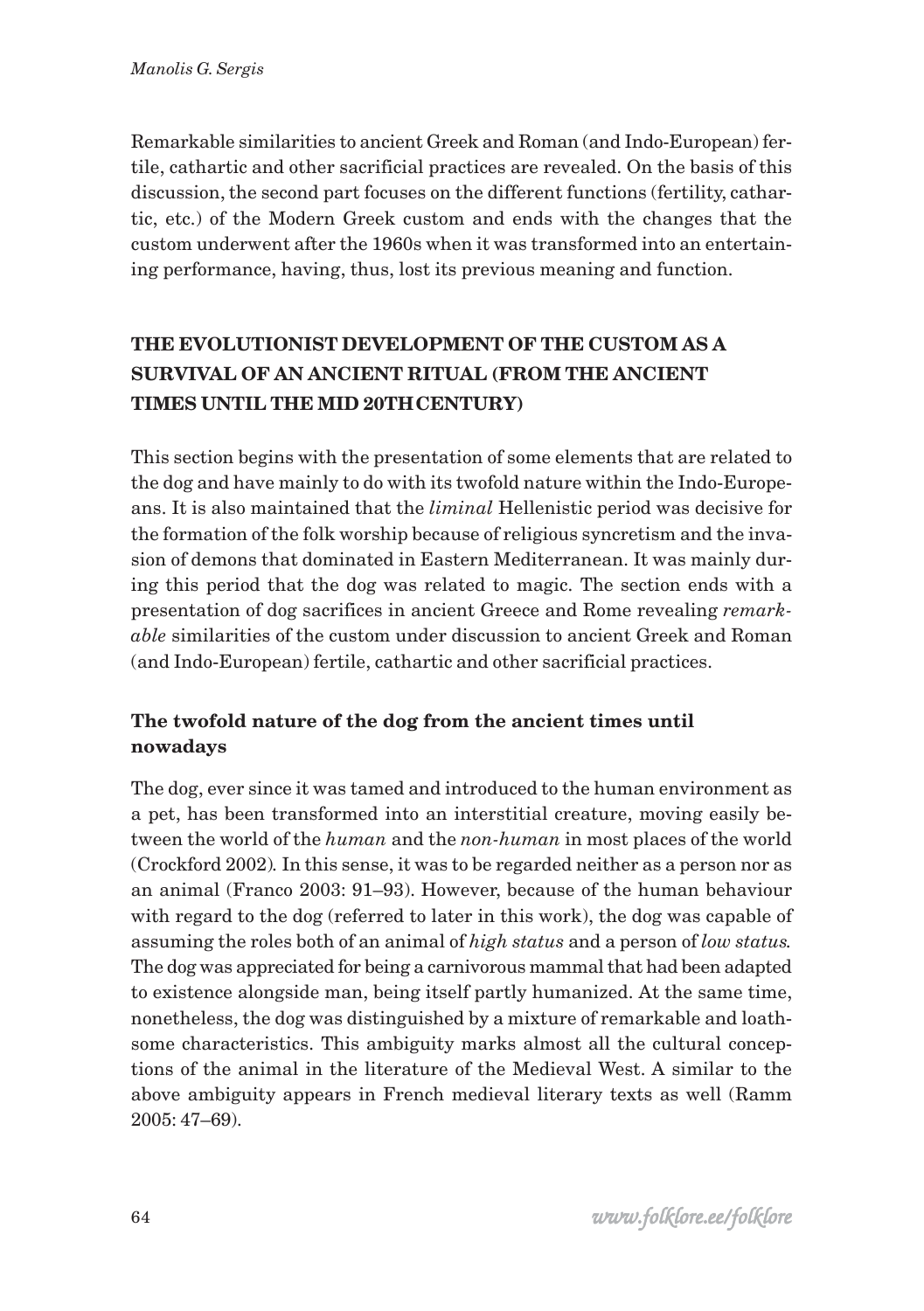Remarkable similarities to ancient Greek and Roman (and Indo-European) fertile, cathartic and other sacrificial practices are revealed. On the basis of this discussion, the second part focuses on the different functions (fertility, cathartic, etc.) of the Modern Greek custom and ends with the changes that the custom underwent after the 1960s when it was transformed into an entertaining performance, having, thus, lost its previous meaning and function.

## THE EVOLUTIONIST DEVELOPMENT OF THE CUSTOM AS A SURVIVAL OF AN ANCIENT RITUAL (FROM THE ANCIENT TIMES UNTIL THE MID 20TH CENTURY)

This section begins with the presentation of some elements that are related to the dog and have mainly to do with its twofold nature within the Indo-Europeans. It is also maintained that the *liminal* Hellenistic period was decisive for the formation of the folk worship because of religious syncretism and the invasion of demons that dominated in Eastern Mediterranean. It was mainly during this period that the dog was related to magic. The section ends with a presentation of dog sacrifices in ancient Greece and Rome revealing *remarkable* similarities of the custom under discussion to ancient Greek and Roman (and Indo-European) fertile, cathartic and other sacrificial practices.

### The twofold nature of the dog from the ancient times until nowadays

The dog, ever since it was tamed and introduced to the human environment as a pet, has been transformed into an interstitial creature, moving easily between the world of the *human* and the *non-human* in most places of the world (Crockford 2002). In this sense, it was to be regarded neither as a person nor as an animal (Franco 2003: 91–93). However, because of the human behaviour with regard to the dog (referred to later in this work), the dog was capable of assuming the roles both of an animal of *high status* and a person of *low status*. The dog was appreciated for being a carnivorous mammal that had been adapted to existence alongside man, being itself partly humanized. At the same time, nonetheless, the dog was distinguished by a mixture of remarkable and loathsome characteristics. This ambiguity marks almost all the cultural conceptions of the animal in the literature of the Medieval West. A similar to the above ambiguity appears in French medieval literary texts as well (Ramm 2005: 47–69).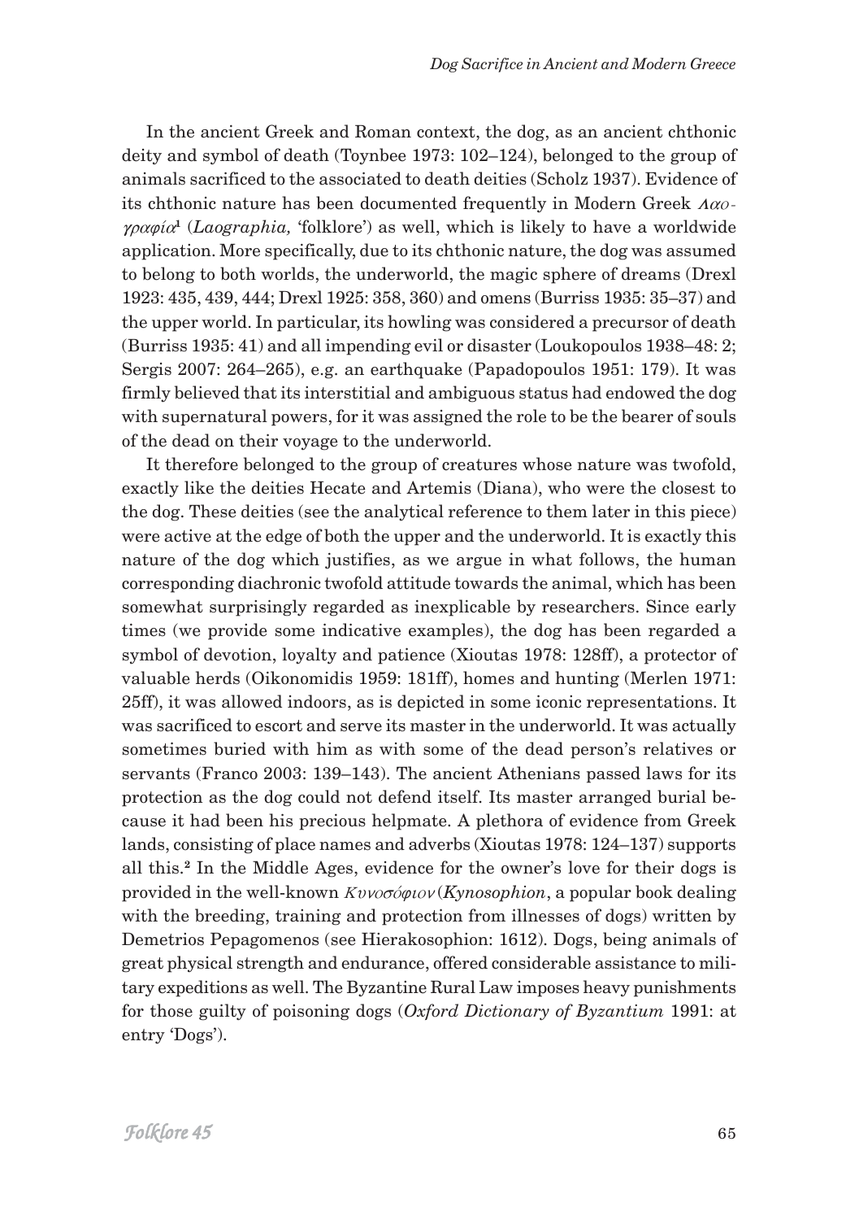In the ancient Greek and Roman context, the dog, as an ancient chthonic deity and symbol of death (Toynbee 1973: 102–124), belonged to the group of animals sacrificed to the associated to death deities (Scholz 1937). Evidence of its chthonic nature has been documented frequently in Modern Greek *Λαογραφία*[1] (*Laographia,* 'folklore') as well, which is likely to have a worldwide application. More specifically, due to its chthonic nature, the dog was assumed to belong to both worlds, the underworld, the magic sphere of dreams (Drexl 1923: 435, 439, 444; Drexl 1925: 358, 360) and omens (Burriss 1935: 35–37) and the upper world. In particular, its howling was considered a precursor of death (Burriss 1935: 41) and all impending evil or disaster (Loukopoulos 1938–48: 2; Sergis 2007: 264–265), e.g. an earthquake (Papadopoulos 1951: 179). It was firmly believed that its interstitial and ambiguous status had endowed the dog with supernatural powers, for it was assigned the role to be the bearer of souls of the dead on their voyage to the underworld.

It therefore belonged to the group of creatures whose nature was twofold, exactly like the deities Hecate and Artemis (Diana), who were the closest to the dog. These deities (see the analytical reference to them later in this piece) were active at the edge of both the upper and the underworld. It is exactly this nature of the dog which justifies, as we argue in what follows, the human corresponding diachronic twofold attitude towards the animal, which has been somewhat surprisingly regarded as inexplicable by researchers. Since early times (we provide some indicative examples), the dog has been regarded a symbol of devotion, loyalty and patience (Xioutas 1978: 128ff), a protector of valuable herds (Oikonomidis 1959: 181ff), homes and hunting (Merlen 1971: 25ff), it was allowed indoors, as is depicted in some iconic representations. It was sacrificed to escort and serve its master in the underworld. It was actually sometimes buried with him as with some of the dead person's relatives or servants (Franco 2003: 139–143). The ancient Athenians passed laws for its protection as the dog could not defend itself. Its master arranged burial because it had been his precious helpmate. A plethora of evidence from Greek lands, consisting of place names and adverbs (Xioutas 1978: 124–137) supports all this.[2] In the Middle Ages, evidence for the owner's love for their dogs is provided in the well-known *Κυνοσόφιον* (*Kynosophion*, a popular book dealing with the breeding, training and protection from illnesses of dogs) written by Demetrios Pepagomenos (see Hierakosophion: 1612). Dogs, being animals of great physical strength and endurance, offered considerable assistance to military expeditions as well. The Byzantine Rural Law imposes heavy punishments for those guilty of poisoning dogs (*Oxford Dictionary of Byzantium* 1991: at entry 'Dogs').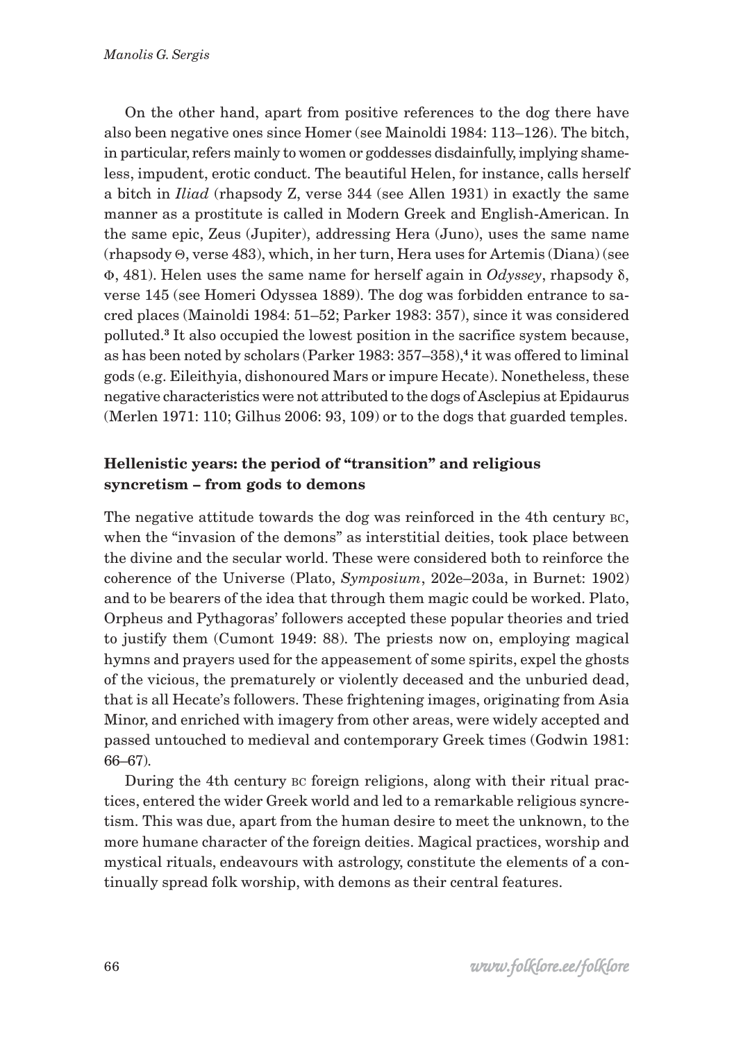On the other hand, apart from positive references to the dog there have also been negative ones since Homer (see Mainoldi 1984: 113–126). The bitch, in particular, refers mainly to women or goddesses disdainfully, implying shameless, impudent, erotic conduct. The beautiful Helen, for instance, calls herself a bitch in *Iliad* (rhapsody Z, verse 344 (see Allen 1931) in exactly the same manner as a prostitute is called in Modern Greek and English-American. In the same epic, Zeus (Jupiter), addressing Hera (Juno), uses the same name (rhapsody Θ, verse 483), which, in her turn, Hera uses for Artemis (Diana) (see Φ, 481). Helen uses the same name for herself again in *Odyssey*, rhapsody δ, verse 145 (see Homeri Odyssea 1889). The dog was forbidden entrance to sacred places (Mainoldi 1984: 51–52; Parker 1983: 357), since it was considered polluted.[3] It also occupied the lowest position in the sacrifice system because, as has been noted by scholars (Parker 1983: 357–358),[4] it was offered to liminal gods (e.g. Eileithyia, dishonoured Mars or impure Hecate). Nonetheless, these negative characteristics were not attributed to the dogs of Asclepius at Epidaurus (Merlen 1971: 110; Gilhus 2006: 93, 109) or to the dogs that guarded temples.

## Hellenistic years: the period of "transition" and religious syncretism – from gods to demons

The negative attitude towards the dog was reinforced in the 4th century BC, when the "invasion of the demons" as interstitial deities, took place between the divine and the secular world. These were considered both to reinforce the coherence of the Universe (Plato, *Symposium*, 202e–203a, in Burnet: 1902) and to be bearers of the idea that through them magic could be worked. Plato, Orpheus and Pythagoras' followers accepted these popular theories and tried to justify them (Cumont 1949: 88). The priests now on, employing magical hymns and prayers used for the appeasement of some spirits, expel the ghosts of the vicious, the prematurely or violently deceased and the unburied dead, that is all Hecate's followers. These frightening images, originating from Asia Minor, and enriched with imagery from other areas, were widely accepted and passed untouched to medieval and contemporary Greek times (Godwin 1981: 66–67).

During the 4th century BC foreign religions, along with their ritual practices, entered the wider Greek world and led to a remarkable religious syncretism. This was due, apart from the human desire to meet the unknown, to the more humane character of the foreign deities. Magical practices, worship and mystical rituals, endeavours with astrology, constitute the elements of a continually spread folk worship, with demons as their central features.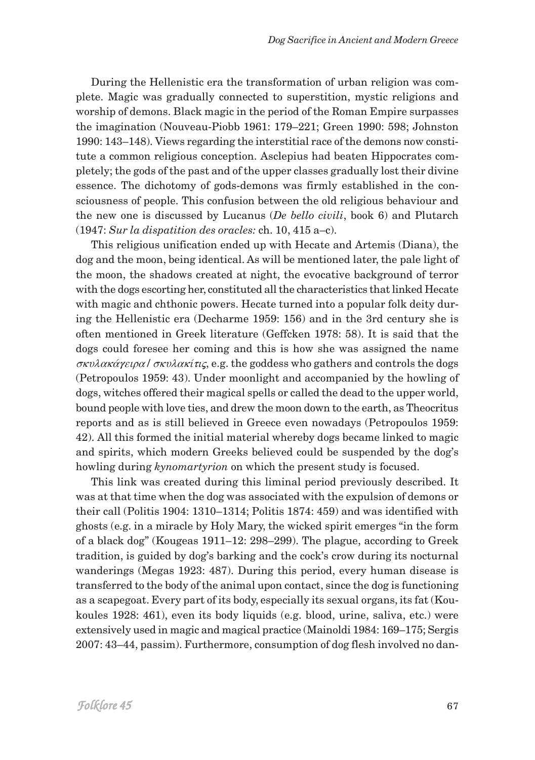During the Hellenistic era the transformation of urban religion was complete. Magic was gradually connected to superstition, mystic religions and worship of demons. Black magic in the period of the Roman Empire surpasses the imagination (Nouveau-Piobb 1961: 179–221; Green 1990: 598; Johnston 1990: 143–148). Views regarding the interstitial race of the demons now constitute a common religious conception. Asclepius had beaten Hippocrates completely; the gods of the past and of the upper classes gradually lost their divine essence. The dichotomy of gods-demons was firmly established in the consciousness of people. This confusion between the old religious behaviour and the new one is discussed by Lucanus (*De bello civili*, book 6) and Plutarch (1947: *Sur la dispatition des oracles:* ch. 10, 415 a–c).

This religious unification ended up with Hecate and Artemis (Diana), the dog and the moon, being identical. As will be mentioned later, the pale light of the moon, the shadows created at night, the evocative background of terror with the dogs escorting her, constituted all the characteristics that linked Hecate with magic and chthonic powers. Hecate turned into a popular folk deity during the Hellenistic era (Decharme 1959: 156) and in the 3rd century she is often mentioned in Greek literature (Geffcken 1978: 58). It is said that the dogs could foresee her coming and this is how she was assigned the name *σκυλακάγειρα* / *σκυλακίτις*, e.g. the goddess who gathers and controls the dogs (Petropoulos 1959: 43). Under moonlight and accompanied by the howling of dogs, witches offered their magical spells or called the dead to the upper world, bound people with love ties, and drew the moon down to the earth, as Theocritus reports and as is still believed in Greece even nowadays (Petropoulos 1959: 42). All this formed the initial material whereby dogs became linked to magic and spirits, which modern Greeks believed could be suspended by the dog's howling during *kynomartyrion* on which the present study is focused.

This link was created during this liminal period previously described. It was at that time when the dog was associated with the expulsion of demons or their call (Politis 1904: 1310–1314; Politis 1874: 459) and was identified with ghosts (e.g. in a miracle by Holy Mary, the wicked spirit emerges "in the form of a black dog" (Kougeas 1911–12: 298–299). The plague, according to Greek tradition, is guided by dog's barking and the cock's crow during its nocturnal wanderings (Megas 1923: 487). During this period, every human disease is transferred to the body of the animal upon contact, since the dog is functioning as a scapegoat. Every part of its body, especially its sexual organs, its fat (Koukoules 1928: 461), even its body liquids (e.g. blood, urine, saliva, etc.) were extensively used in magic and magical practice (Mainoldi 1984: 169–175; Sergis 2007: 43–44, passim). Furthermore, consumption of dog flesh involved no dan-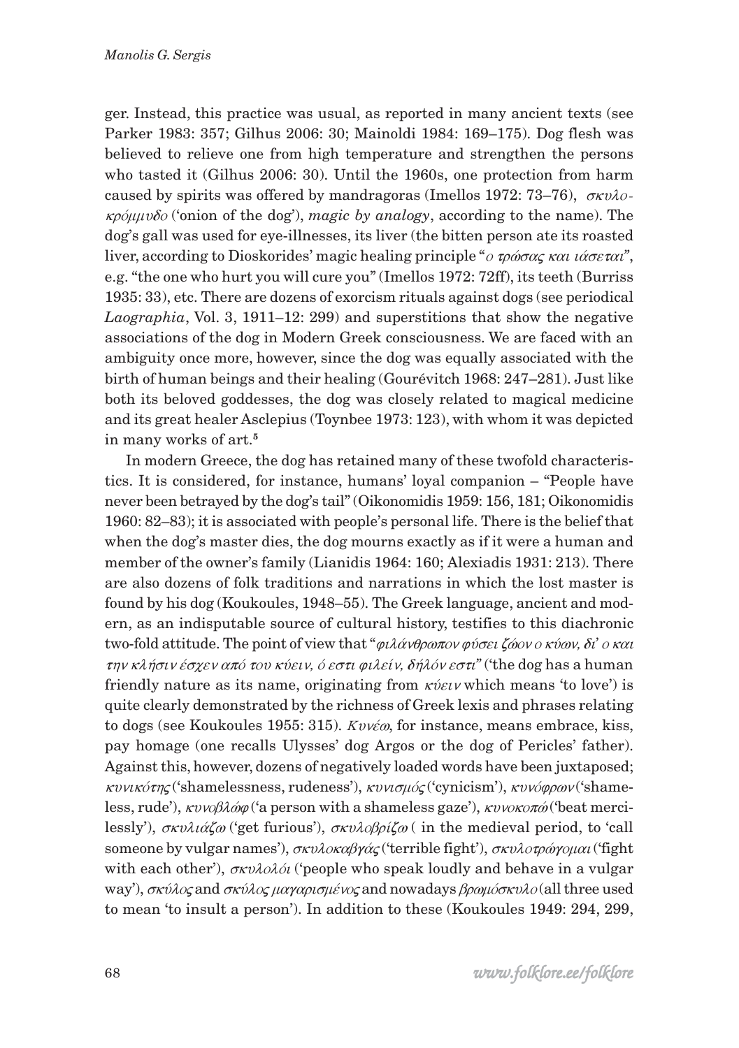ger. Instead, this practice was usual, as reported in many ancient texts (see Parker 1983: 357; Gilhus 2006: 30; Mainoldi 1984: 169–175). Dog flesh was believed to relieve one from high temperature and strengthen the persons who tasted it (Gilhus 2006: 30). Until the 1960s, one protection from harm caused by spirits was offered by mandragoras (Imellos 1972: 73–76), *σκυλο-κρόμμυδο* ('onion of the dog'), *magic by analogy*, according to the name). The dog's gall was used for eye-illnesses, its liver (the bitten person ate its roasted liver, according to Dioskorides' magic healing principle "*ο τρώσας και ιάσεται*", e.g. "the one who hurt you will cure you" (Imellos 1972: 72ff), its teeth (Burriss 1935: 33), etc. There are dozens of exorcism rituals against dogs (see periodical *Laographia*, Vol. 3, 1911–12: 299) and superstitions that show the negative associations of the dog in Modern Greek consciousness. We are faced with an ambiguity once more, however, since the dog was equally associated with the birth of human beings and their healing (Gourévitch 1968: 247–281). Just like both its beloved goddesses, the dog was closely related to magical medicine and its great healer Asclepius (Toynbee 1973: 123), with whom it was depicted in many works of art.[5]

In modern Greece, the dog has retained many of these twofold characteristics. It is considered, for instance, humans' loyal companion – "People have never been betrayed by the dog's tail" (Oikonomidis 1959: 156, 181; Oikonomidis 1960: 82–83); it is associated with people's personal life. There is the belief that when the dog's master dies, the dog mourns exactly as if it were a human and member of the owner's family (Lianidis 1964: 160; Alexiadis 1931: 213). There are also dozens of folk traditions and narrations in which the lost master is found by his dog (Koukoules, 1948–55). The Greek language, ancient and modern, as an indisputable source of cultural history, testifies to this diachronic two-fold attitude. The point of view that "*φιλάνθρωπον φύσει ζώον ο κύων, δι' ο και την κλήσιν έσχεν από του κύειν, ό εστι φιλείν, δήλόν εστι*" ('the dog has a human friendly nature as its name, originating from *κύειν* which means 'to love') is quite clearly demonstrated by the richness of Greek lexis and phrases relating to dogs (see Koukoules 1955: 315). *Κυνέω*, for instance, means embrace, kiss, pay homage (one recalls Ulysses' dog Argos or the dog of Pericles' father). Against this, however, dozens of negatively loaded words have been juxtaposed; *κυνικότης* ('shamelessness, rudeness'), *κυνισμός* ('cynicism'), *κυνόφρων* ('shameless, rude'), *κυνοβλώψ* ('a person with a shameless gaze'), *κυνοκοπώ* ('beat mercilessly'), *σκυλιάζω* ('get furious'), *σκυλοβρίζω* ( in the medieval period, to 'call someone by vulgar names'), *σκυλοκαβγάς* ('terrible fight'), *σκυλοτρώγομαι* ('fight with each other'), *σκυλολόι* ('people who speak loudly and behave in a vulgar way'), *σκύλος* and *σκύλος μαγαρισμένος* and nowadays *βρωμόσκυλο* (all three used to mean 'to insult a person'). In addition to these (Koukoules 1949: 294, 299,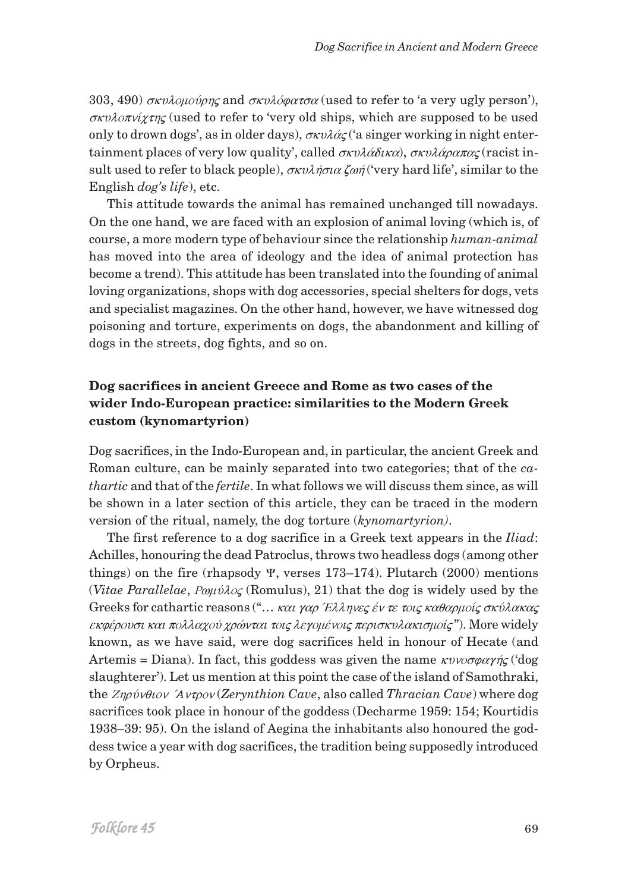303, 490) *σκυλομούρης* and *σκυλόφατσα* (used to refer to 'a very ugly person'), *σκυλοπνίχτης* (used to refer to 'very old ships, which are supposed to be used only to drown dogs', as in older days), *σκυλάς* ('a singer working in night entertainment places of very low quality', called *σκυλάδικα*), *σκυλάραπας* (racist insult used to refer to black people), *σκυλήσια ζωή* ('very hard life', similar to the English *dog's life*), etc.

This attitude towards the animal has remained unchanged till nowadays. On the one hand, we are faced with an explosion of animal loving (which is, of course, a more modern type of behaviour since the relationship *human-animal* has moved into the area of ideology and the idea of animal protection has become a trend). This attitude has been translated into the founding of animal loving organizations, shops with dog accessories, special shelters for dogs, vets and specialist magazines. On the other hand, however, we have witnessed dog poisoning and torture, experiments on dogs, the abandonment and killing of dogs in the streets, dog fights, and so on.

## Dog sacrifices in ancient Greece and Rome as two cases of the wider Indo-European practice: similarities to the Modern Greek custom (kynomartyrion)

Dog sacrifices, in the Indo-European and, in particular, the ancient Greek and Roman culture, can be mainly separated into two categories; that of the *cathartic* and that of the *fertile*. In what follows we will discuss them since, as will be shown in a later section of this article, they can be traced in the modern version of the ritual, namely, the dog torture (*kynomartyrion)*.

The first reference to a dog sacrifice in a Greek text appears in the *Iliad*: Achilles, honouring the dead Patroclus, throws two headless dogs (among other things) on the fire (rhapsody Ψ, verses 173–174). Plutarch (2000) mentions (*Vitae Parallelae*, *Ρωμύλος* (Romulus), 21) that the dog is widely used by the Greeks for cathartic reasons ("*… και γαρ Έλληνες έν τε τοις καθαρμοίς σκύλακας εκφέρουσι και πολλαχού χρώνται τοις λεγομένοις περισκυλακισμοίς*"). More widely known, as we have said, were dog sacrifices held in honour of Hecate (and Artemis = Diana). In fact, this goddess was given the name *κυνοσφαγής* ('dog slaughterer'). Let us mention at this point the case of the island of Samothraki, the *Ζηρύνθιον Άντρον* (*Zerynthion Cave*, also called *Thracian Cave*) where dog sacrifices took place in honour of the goddess (Decharme 1959: 154; Kourtidis 1938–39: 95). On the island of Aegina the inhabitants also honoured the goddess twice a year with dog sacrifices, the tradition being supposedly introduced by Orpheus.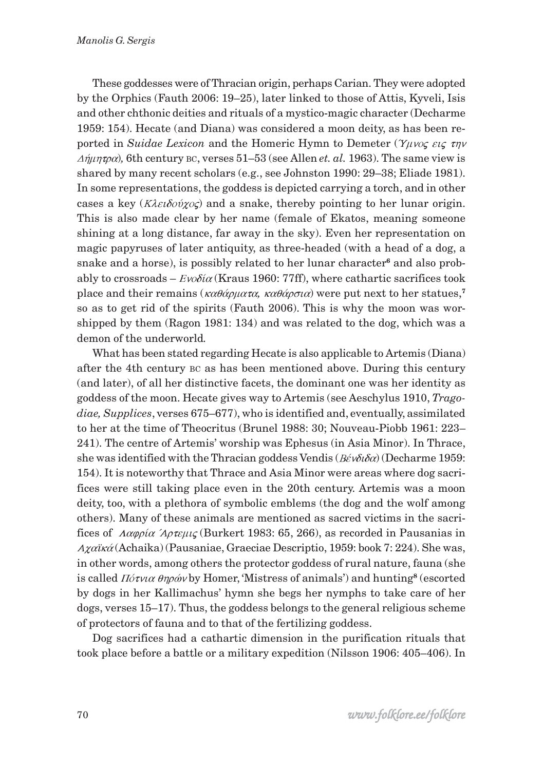These goddesses were of Thracian origin, perhaps Carian. They were adopted by the Orphics (Fauth 2006: 19–25), later linked to those of Attis, Kyveli, Isis and other chthonic deities and rituals of a mystico-magic character (Decharme 1959: 154). Hecate (and Diana) was considered a moon deity, as has been reported in *Suidae Lexicon* and the Homeric Hymn to Demeter (*Ύμνος εις την Δήμητρα*), 6th century BC, verses 51–53 (see Allen *et. al.* 1963). The same view is shared by many recent scholars (e.g., see Johnston 1990: 29–38; Eliade 1981). In some representations, the goddess is depicted carrying a torch, and in other cases a key (*Κλειδούχος*) and a snake, thereby pointing to her lunar origin. This is also made clear by her name (female of Ekatos, meaning someone shining at a long distance, far away in the sky). Even her representation on magic papyruses of later antiquity, as three-headed (with a head of a dog, a snake and a horse), is possibly related to her lunar character[6] and also probably to crossroads – *Ενοδία* (Kraus 1960: 77ff), where cathartic sacrifices took place and their remains (*καθάρματα, καθάρσια*) were put next to her statues,[7] so as to get rid of the spirits (Fauth 2006). This is why the moon was worshipped by them (Ragon 1981: 134) and was related to the dog, which was a demon of the underworld.

What has been stated regarding Hecate is also applicable to Artemis (Diana) after the 4th century BC as has been mentioned above. During this century (and later), of all her distinctive facets, the dominant one was her identity as goddess of the moon. Hecate gives way to Artemis (see Aeschylus 1910, *Tragodiae, Supplices*, verses 675–677), who is identified and, eventually, assimilated to her at the time of Theocritus (Brunel 1988: 30; Nouveau-Piobb 1961: 223–241). The centre of Artemis' worship was Ephesus (in Asia Minor). In Thrace, she was identified with the Thracian goddess Vendis (*Βένδιδα*) (Decharme 1959: 154). It is noteworthy that Thrace and Asia Minor were areas where dog sacrifices were still taking place even in the 20th century. Artemis was a moon deity, too, with a plethora of symbolic emblems (the dog and the wolf among others). Many of these animals are mentioned as sacred victims in the sacrifices of *Λαφρία Άρτεμις* (Burkert 1983: 65, 266), as recorded in Pausanias in *Αχαϊκά* (Achaika) (Pausaniae, Graeciae Descriptio, 1959: book 7: 224). She was, in other words, among others the protector goddess of rural nature, fauna (she is called *Πότνια θηρών* by Homer, 'Mistress of animals') and hunting[8] (escorted by dogs in her Kallimachus' hymn she begs her nymphs to take care of her dogs, verses 15–17). Thus, the goddess belongs to the general religious scheme of protectors of fauna and to that of the fertilizing goddess.

Dog sacrifices had a cathartic dimension in the purification rituals that took place before a battle or a military expedition (Nilsson 1906: 405–406). In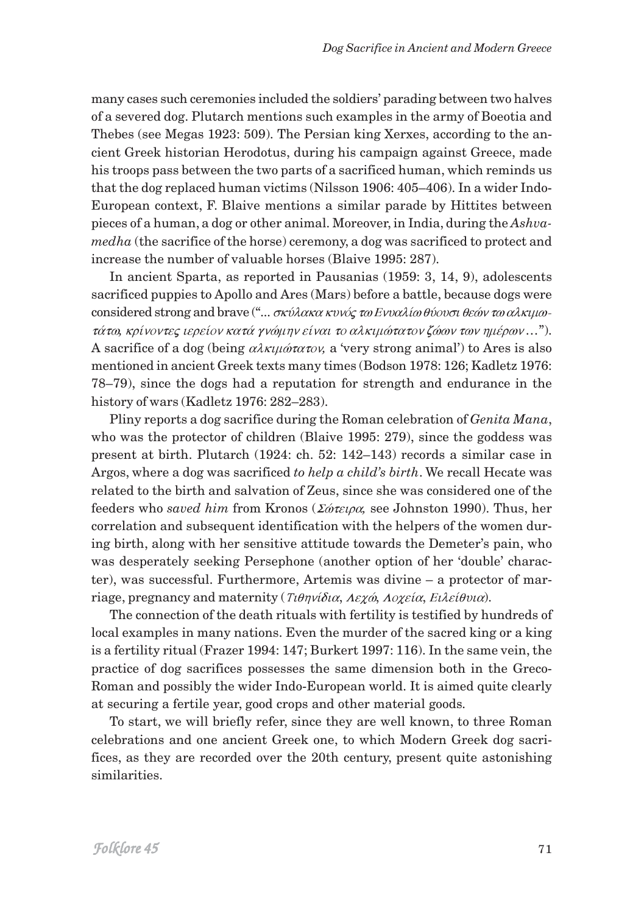many cases such ceremonies included the soldiers' parading between two halves of a severed dog. Plutarch mentions such examples in the army of Boeotia and Thebes (see Megas 1923: 509). The Persian king Xerxes, according to the ancient Greek historian Herodotus, during his campaign against Greece, made his troops pass between the two parts of a sacrificed human, which reminds us that the dog replaced human victims (Nilsson 1906: 405–406). In a wider Indo-European context, F. Blaive mentions a similar parade by Hittites between pieces of a human, a dog or other animal. Moreover, in India, during the *Ashvamedha* (the sacrifice of the horse) ceremony, a dog was sacrificed to protect and increase the number of valuable horses (Blaive 1995: 287).

In ancient Sparta, as reported in Pausanias (1959: 3, 14, 9), adolescents sacrificed puppies to Apollo and Ares (Mars) before a battle, because dogs were considered strong and brave ("... *σκύλακα κυνός τω Ενυαλίω θύουσι θεών τω αλκιμωτάτω, κρίνοντες ιερείον κατά γνώμην είναι το αλκιμώτατον ζώων των ημέρων*…"). A sacrifice of a dog (being *αλκιμώτατον,* a 'very strong animal') to Ares is also mentioned in ancient Greek texts many times (Bodson 1978: 126; Kadletz 1976: 78–79), since the dogs had a reputation for strength and endurance in the history of wars (Kadletz 1976: 282–283).

Pliny reports a dog sacrifice during the Roman celebration of *Genita Mana*, who was the protector of children (Blaive 1995: 279), since the goddess was present at birth. Plutarch (1924: ch. 52: 142–143) records a similar case in Argos, where a dog was sacrificed *to help a child's birth*. We recall Hecate was related to the birth and salvation of Zeus, since she was considered one of the feeders who *saved him* from Kronos (*Σώτειρα,* see Johnston 1990). Thus, her correlation and subsequent identification with the helpers of the women during birth, along with her sensitive attitude towards the Demeter's pain, who was desperately seeking Persephone (another option of her 'double' character), was successful. Furthermore, Artemis was divine – a protector of marriage, pregnancy and maternity (*Τιθηνίδια, Λεχώ, Λοχεία, Ειλείθυια*).

The connection of the death rituals with fertility is testified by hundreds of local examples in many nations. Even the murder of the sacred king or a king is a fertility ritual (Frazer 1994: 147; Burkert 1997: 116). In the same vein, the practice of dog sacrifices possesses the same dimension both in the Greco-Roman and possibly the wider Indo-European world. It is aimed quite clearly at securing a fertile year, good crops and other material goods.

To start, we will briefly refer, since they are well known, to three Roman celebrations and one ancient Greek one, to which Modern Greek dog sacrifices, as they are recorded over the 20th century, present quite astonishing similarities.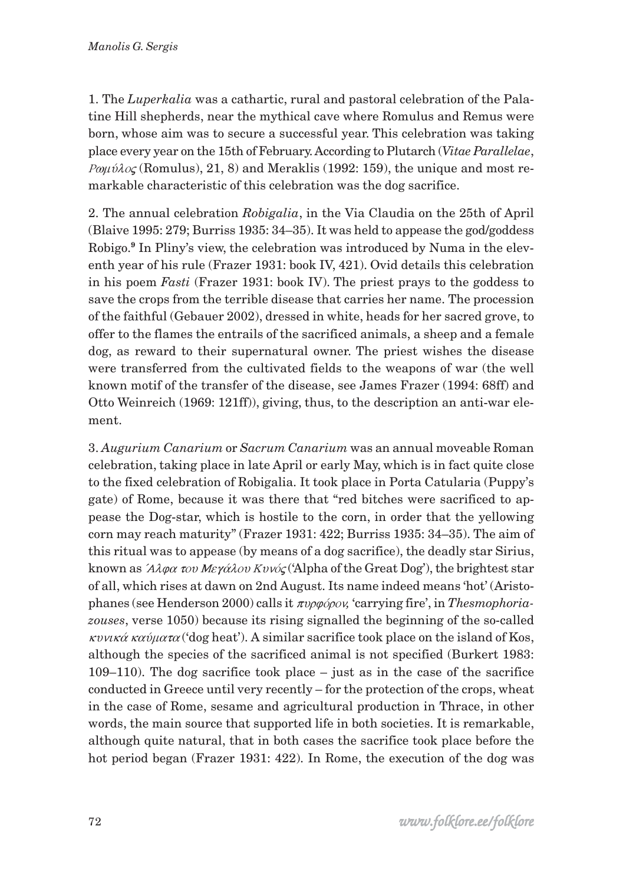1. The *Luperkalia* was a cathartic, rural and pastoral celebration of the Palatine Hill shepherds, near the mythical cave where Romulus and Remus were born, whose aim was to secure a successful year. This celebration was taking place every year on the 15th of February. According to Plutarch (*Vitae Parallelae*, *Ρωμύλος* (Romulus), 21, 8) and Meraklis (1992: 159), the unique and most remarkable characteristic of this celebration was the dog sacrifice.

2. The annual celebration *Robigalia*, in the Via Claudia on the 25th of April (Blaive 1995: 279; Burriss 1935: 34–35). It was held to appease the god/goddess Robigo.[9] In Pliny's view, the celebration was introduced by Numa in the eleventh year of his rule (Frazer 1931: book IV, 421). Ovid details this celebration in his poem *Fasti* (Frazer 1931: book IV). The priest prays to the goddess to save the crops from the terrible disease that carries her name. The procession of the faithful (Gebauer 2002), dressed in white, heads for her sacred grove, to offer to the flames the entrails of the sacrificed animals, a sheep and a female dog, as reward to their supernatural owner. The priest wishes the disease were transferred from the cultivated fields to the weapons of war (the well known motif of the transfer of the disease, see James Frazer (1994: 68ff) and Otto Weinreich (1969: 121ff)), giving, thus, to the description an anti-war element.

3. *Augurium Canarium* or *Sacrum Canarium* was an annual moveable Roman celebration, taking place in late April or early May, which is in fact quite close to the fixed celebration of Robigalia. It took place in Porta Catularia (Puppy's gate) of Rome, because it was there that "red bitches were sacrificed to appease the Dog-star, which is hostile to the corn, in order that the yellowing corn may reach maturity" (Frazer 1931: 422; Burriss 1935: 34–35). The aim of this ritual was to appease (by means of a dog sacrifice), the deadly star Sirius, known as *Άλφα του Μεγάλου Κυνός* ('Alpha of the Great Dog'), the brightest star of all, which rises at dawn on 2nd August. Its name indeed means 'hot' (Aristophanes (see Henderson 2000) calls it *πυρφόρον,* 'carrying fire', in *Thesmophoriazouses*, verse 1050) because its rising signalled the beginning of the so-called *κυνικά καύματα* ('dog heat'). A similar sacrifice took place on the island of Kos, although the species of the sacrificed animal is not specified (Burkert 1983: 109–110). The dog sacrifice took place – just as in the case of the sacrifice conducted in Greece until very recently – for the protection of the crops, wheat in the case of Rome, sesame and agricultural production in Thrace, in other words, the main source that supported life in both societies. It is remarkable, although quite natural, that in both cases the sacrifice took place before the hot period began (Frazer 1931: 422). In Rome, the execution of the dog was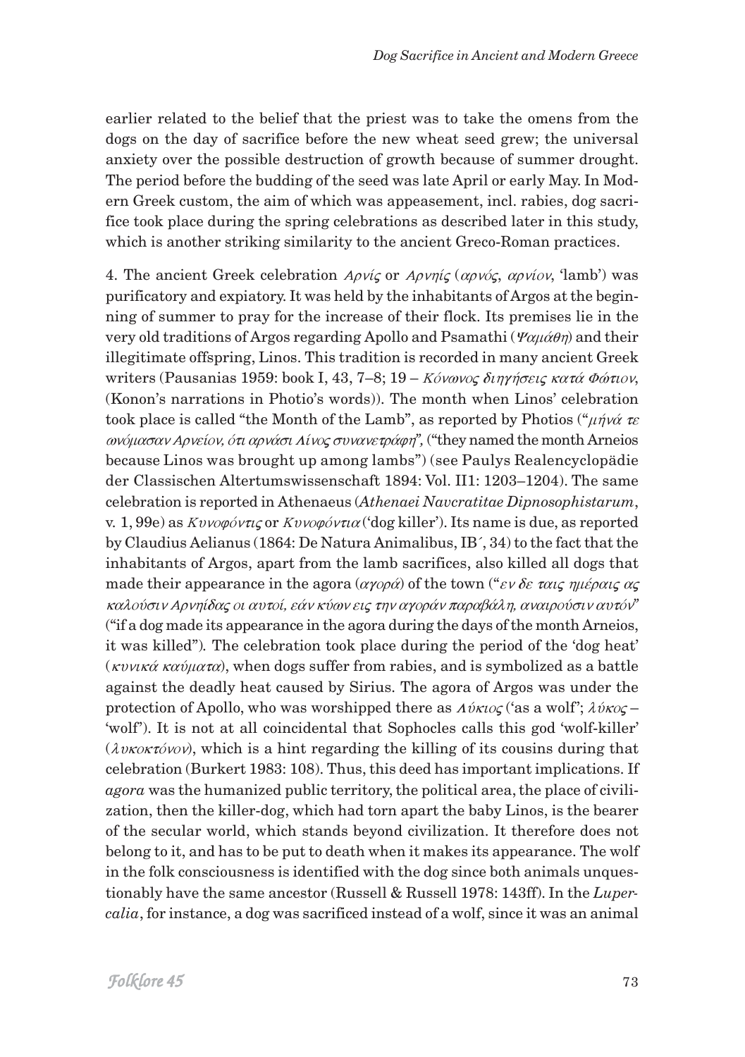earlier related to the belief that the priest was to take the omens from the dogs on the day of sacrifice before the new wheat seed grew; the universal anxiety over the possible destruction of growth because of summer drought. The period before the budding of the seed was late April or early May. In Modern Greek custom, the aim of which was appeasement, incl. rabies, dog sacrifice took place during the spring celebrations as described later in this study, which is another striking similarity to the ancient Greco-Roman practices.

4. The ancient Greek celebration *Αρνίς* or *Αρνηίς* (*αρνός, αρνίον*, 'lamb') was purificatory and expiatory. It was held by the inhabitants of Argos at the beginning of summer to pray for the increase of their flock. Its premises lie in the very old traditions of Argos regarding Apollo and Psamathi (*Ψαμάθη*) and their illegitimate offspring, Linos. This tradition is recorded in many ancient Greek writers (Pausanias 1959: book I, 43, 7–8; 19 – *Κόνωνος διηγήσεις κατά Φώτιον*, (Konon's narrations in Photio's words)). The month when Linos' celebration took place is called "the Month of the Lamb", as reported by Photios ("*μήνά τε ωνόμασαν Αρνείον, ότι αρνάσι Λίνος συνανετράφη*", ("they named the month Arneios because Linos was brought up among lambs") (see Paulys Realencyclopädie der Classischen Altertumswissenschaft 1894: Vol. II1: 1203–1204). The same celebration is reported in Athenaeus (*Athenaei Navcratitae Dipnosophistarum*, v. 1, 99e) as *Κυνοφόντις* or *Κυνοφόντια* ('dog killer'). Its name is due, as reported by Claudius Aelianus (1864: De Natura Animalibus, IB´, 34) to the fact that the inhabitants of Argos, apart from the lamb sacrifices, also killed all dogs that made their appearance in the agora (*αγορά*) of the town ("*εν δε ταις ημέραις ας καλούσιν Αρνηίδας οι αυτοί, εάν κύων εις την αγοράν παραβάλη, αναιρούσιν αυτόν*" ("if a dog made its appearance in the agora during the days of the month Arneios, it was killed"). The celebration took place during the period of the 'dog heat' (*κυνικά καύματα*), when dogs suffer from rabies, and is symbolized as a battle against the deadly heat caused by Sirius. The agora of Argos was under the protection of Apollo, who was worshipped there as *Λύκιος* ('as a wolf'; *λύκος* – 'wolf'). It is not at all coincidental that Sophocles calls this god 'wolf-killer' (*λυκοκτόνον*), which is a hint regarding the killing of its cousins during that celebration (Burkert 1983: 108). Thus, this deed has important implications. If *agora* was the humanized public territory, the political area, the place of civilization, then the killer-dog, which had torn apart the baby Linos, is the bearer of the secular world, which stands beyond civilization. It therefore does not belong to it, and has to be put to death when it makes its appearance. The wolf in the folk consciousness is identified with the dog since both animals unquestionably have the same ancestor (Russell & Russell 1978: 143ff). In the *Lupercalia*, for instance, a dog was sacrificed instead of a wolf, since it was an animal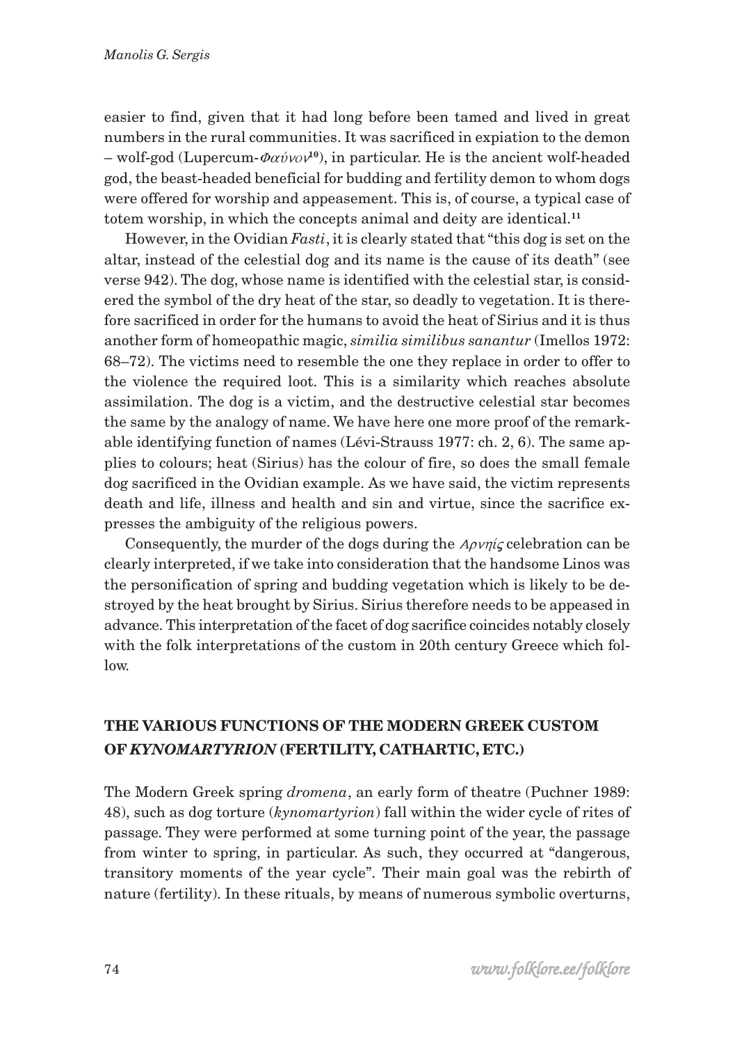easier to find, given that it had long before been tamed and lived in great numbers in the rural communities. It was sacrificed in expiation to the demon – wolf-god (Lupercum-*Φαύνον*[10]), in particular. He is the ancient wolf-headed god, the beast-headed beneficial for budding and fertility demon to whom dogs were offered for worship and appeasement. This is, of course, a typical case of totem worship, in which the concepts animal and deity are identical.[11]

However, in the Ovidian *Fasti*, it is clearly stated that "this dog is set on the altar, instead of the celestial dog and its name is the cause of its death" (see verse 942). The dog, whose name is identified with the celestial star, is considered the symbol of the dry heat of the star, so deadly to vegetation. It is therefore sacrificed in order for the humans to avoid the heat of Sirius and it is thus another form of homeopathic magic, *similia similibus sanantur* (Imellos 1972: 68–72). The victims need to resemble the one they replace in order to offer to the violence the required loot. This is a similarity which reaches absolute assimilation. The dog is a victim, and the destructive celestial star becomes the same by the analogy of name. We have here one more proof of the remarkable identifying function of names (Lévi-Strauss 1977: ch. 2, 6). The same applies to colours; heat (Sirius) has the colour of fire, so does the small female dog sacrificed in the Ovidian example. As we have said, the victim represents death and life, illness and health and sin and virtue, since the sacrifice expresses the ambiguity of the religious powers.

Consequently, the murder of the dogs during the *Αρνηίς* celebration can be clearly interpreted, if we take into consideration that the handsome Linos was the personification of spring and budding vegetation which is likely to be destroyed by the heat brought by Sirius. Sirius therefore needs to be appeased in advance. This interpretation of the facet of dog sacrifice coincides notably closely with the folk interpretations of the custom in 20th century Greece which follow.

## THE VARIOUS FUNCTIONS OF THE MODERN GREEK CUSTOM OF *KYNOMARTYRION* (FERTILITY, CATHARTIC, ETC.)

The Modern Greek spring *dromena*, an early form of theatre (Puchner 1989: 48), such as dog torture (*kynomartyrion*) fall within the wider cycle of rites of passage. They were performed at some turning point of the year, the passage from winter to spring, in particular. As such, they occurred at "dangerous, transitory moments of the year cycle". Their main goal was the rebirth of nature (fertility). In these rituals, by means of numerous symbolic overturns,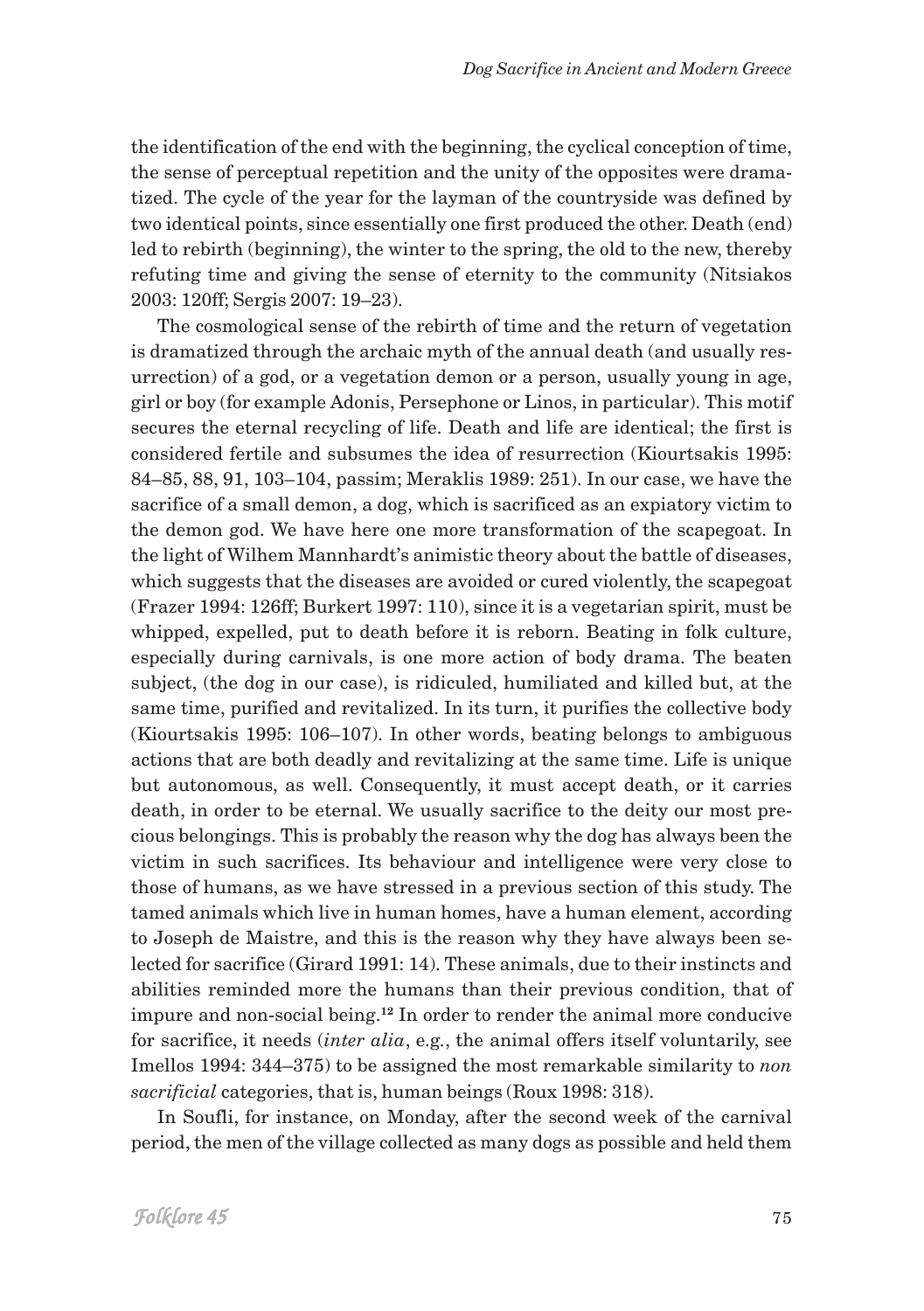the identification of the end with the beginning, the cyclical conception of time, the sense of perceptual repetition and the unity of the opposites were dramatized. The cycle of the year for the layman of the countryside was defined by two identical points, since essentially one first produced the other. Death (end) led to rebirth (beginning), the winter to the spring, the old to the new, thereby refuting time and giving the sense of eternity to the community (Nitsiakos 2003: 120ff; Sergis 2007: 19–23).

The cosmological sense of the rebirth of time and the return of vegetation is dramatized through the archaic myth of the annual death (and usually resurrection) of a god, or a vegetation demon or a person, usually young in age, girl or boy (for example Adonis, Persephone or Linos, in particular). This motif secures the eternal recycling of life. Death and life are identical; the first is considered fertile and subsumes the idea of resurrection (Kiourtsakis 1995: 84–85, 88, 91, 103–104, passim; Meraklis 1989: 251). In our case, we have the sacrifice of a small demon, a dog, which is sacrificed as an expiatory victim to the demon god. We have here one more transformation of the scapegoat. In the light of Wilhem Mannhardt's animistic theory about the battle of diseases, which suggests that the diseases are avoided or cured violently, the scapegoat (Frazer 1994: 126ff; Burkert 1997: 110), since it is a vegetarian spirit, must be whipped, expelled, put to death before it is reborn. Beating in folk culture, especially during carnivals, is one more action of body drama. The beaten subject, (the dog in our case), is ridiculed, humiliated and killed but, at the same time, purified and revitalized. In its turn, it purifies the collective body (Kiourtsakis 1995: 106–107). In other words, beating belongs to ambiguous actions that are both deadly and revitalizing at the same time. Life is unique but autonomous, as well. Consequently, it must accept death, or it carries death, in order to be eternal. We usually sacrifice to the deity our most precious belongings. This is probably the reason why the dog has always been the victim in such sacrifices. Its behaviour and intelligence were very close to those of humans, as we have stressed in a previous section of this study. The tamed animals which live in human homes, have a human element, according to Joseph de Maistre, and this is the reason why they have always been selected for sacrifice (Girard 1991: 14). These animals, due to their instincts and abilities reminded more the humans than their previous condition, that of impure and non-social being.[12] In order to render the animal more conducive for sacrifice, it needs (*inter alia*, e.g., the animal offers itself voluntarily, see Imellos 1994: 344–375) to be assigned the most remarkable similarity to *non sacrificial* categories, that is, human beings (Roux 1998: 318).

In Soufli, for instance, on Monday, after the second week of the carnival period, the men of the village collected as many dogs as possible and held them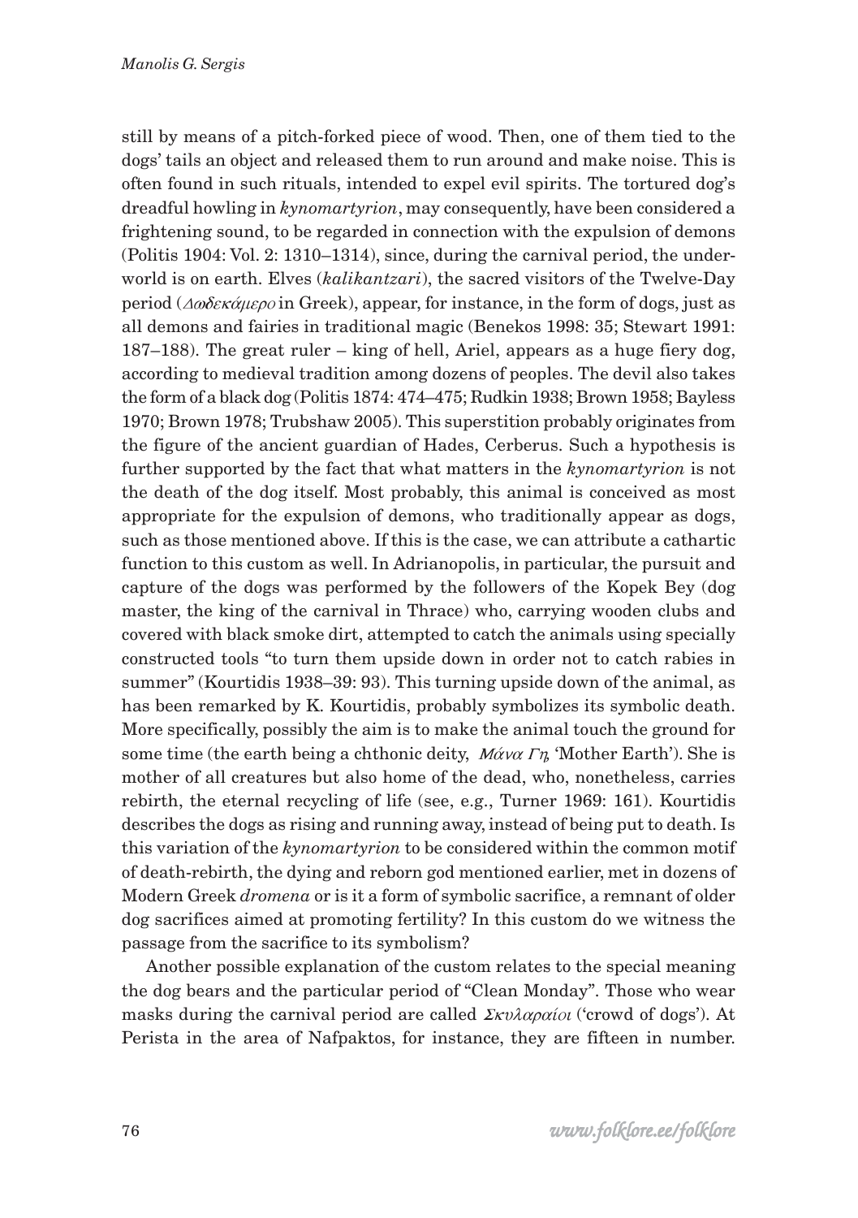still by means of a pitch-forked piece of wood. Then, one of them tied to the dogs' tails an object and released them to run around and make noise. This is often found in such rituals, intended to expel evil spirits. The tortured dog's dreadful howling in *kynomartyrion*, may consequently, have been considered a frightening sound, to be regarded in connection with the expulsion of demons (Politis 1904: Vol. 2: 1310–1314), since, during the carnival period, the underworld is on earth. Elves (*kalikantzari*), the sacred visitors of the Twelve-Day period (*Δωδεκάμερο* in Greek), appear, for instance, in the form of dogs, just as all demons and fairies in traditional magic (Benekos 1998: 35; Stewart 1991: 187–188). The great ruler – king of hell, Ariel, appears as a huge fiery dog, according to medieval tradition among dozens of peoples. The devil also takes the form of a black dog (Politis 1874: 474–475; Rudkin 1938; Brown 1958; Bayless 1970; Brown 1978; Trubshaw 2005). This superstition probably originates from the figure of the ancient guardian of Hades, Cerberus. Such a hypothesis is further supported by the fact that what matters in the *kynomartyrion* is not the death of the dog itself. Most probably, this animal is conceived as most appropriate for the expulsion of demons, who traditionally appear as dogs, such as those mentioned above. If this is the case, we can attribute a cathartic function to this custom as well. In Adrianopolis, in particular, the pursuit and capture of the dogs was performed by the followers of the Kopek Bey (dog master, the king of the carnival in Thrace) who, carrying wooden clubs and covered with black smoke dirt, attempted to catch the animals using specially constructed tools "to turn them upside down in order not to catch rabies in summer" (Kourtidis 1938–39: 93). This turning upside down of the animal, as has been remarked by K. Kourtidis, probably symbolizes its symbolic death. More specifically, possibly the aim is to make the animal touch the ground for some time (the earth being a chthonic deity, *Μάνα Γη*, 'Mother Earth'). She is mother of all creatures but also home of the dead, who, nonetheless, carries rebirth, the eternal recycling of life (see, e.g., Turner 1969: 161). Kourtidis describes the dogs as rising and running away, instead of being put to death. Is this variation of the *kynomartyrion* to be considered within the common motif of death-rebirth, the dying and reborn god mentioned earlier, met in dozens of Modern Greek *dromena* or is it a form of symbolic sacrifice, a remnant of older dog sacrifices aimed at promoting fertility? In this custom do we witness the passage from the sacrifice to its symbolism?

Another possible explanation of the custom relates to the special meaning the dog bears and the particular period of "Clean Monday". Those who wear masks during the carnival period are called *Σκυλαραίοι* ('crowd of dogs'). At Perista in the area of Nafpaktos, for instance, they are fifteen in number.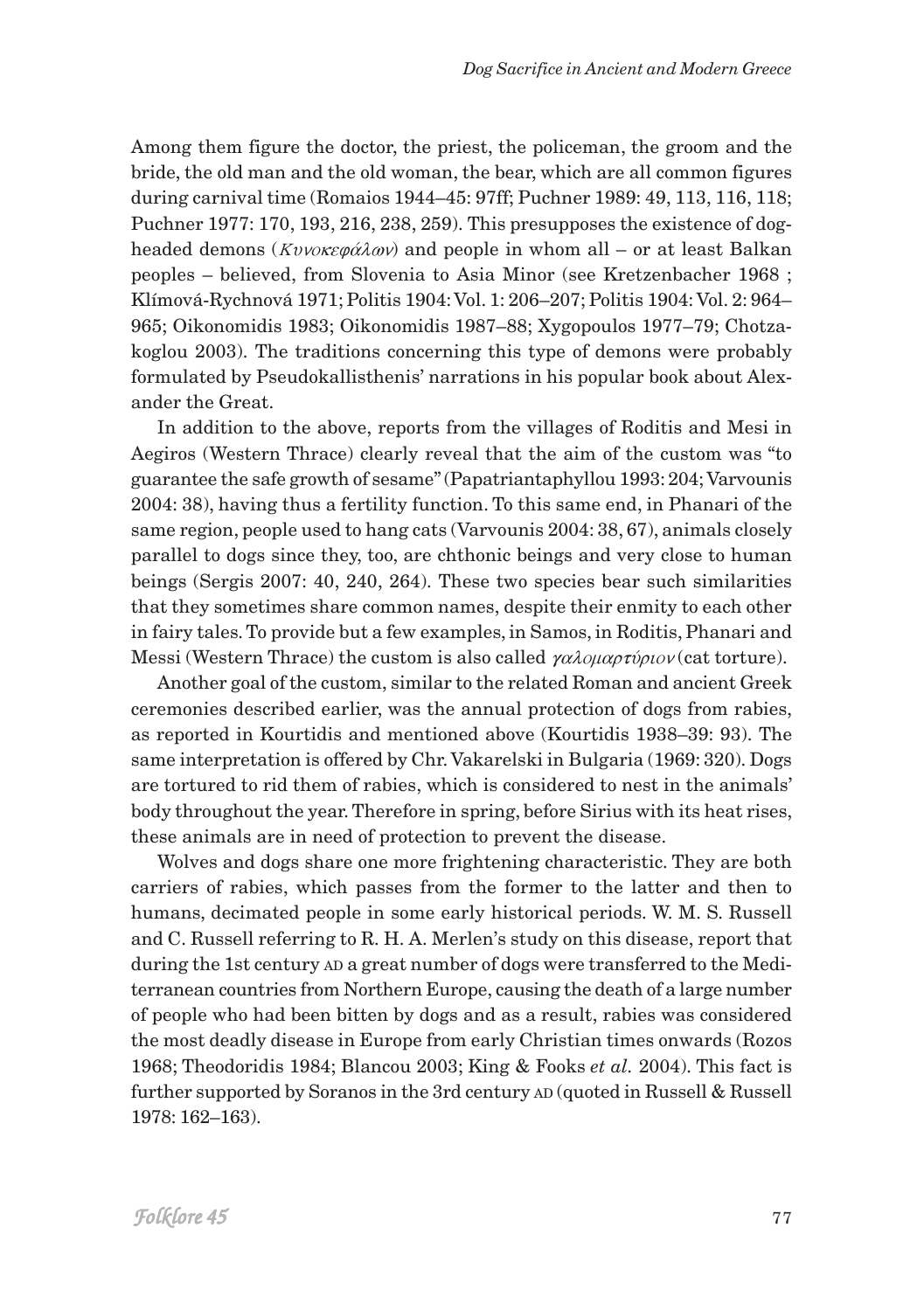Among them figure the doctor, the priest, the policeman, the groom and the bride, the old man and the old woman, the bear, which are all common figures during carnival time (Romaios 1944–45: 97ff; Puchner 1989: 49, 113, 116, 118; Puchner 1977: 170, 193, 216, 238, 259). This presupposes the existence of dog-headed demons (*Κυνοκεφάλων*) and people in whom all – or at least Balkan peoples – believed, from Slovenia to Asia Minor (see Kretzenbacher 1968 ; Klímová-Rychnová 1971; Politis 1904: Vol. 1: 206–207; Politis 1904: Vol. 2: 964–965; Oikonomidis 1983; Oikonomidis 1987–88; Xygopoulos 1977–79; Chotzakoglou 2003). The traditions concerning this type of demons were probably formulated by Pseudokallisthenis' narrations in his popular book about Alexander the Great.

In addition to the above, reports from the villages of Roditis and Mesi in Aegiros (Western Thrace) clearly reveal that the aim of the custom was "to guarantee the safe growth of sesame" (Papatriantaphyllou 1993: 204; Varvounis 2004: 38), having thus a fertility function. To this same end, in Phanari of the same region, people used to hang cats (Varvounis 2004: 38, 67), animals closely parallel to dogs since they, too, are chthonic beings and very close to human beings (Sergis 2007: 40, 240, 264). These two species bear such similarities that they sometimes share common names, despite their enmity to each other in fairy tales. To provide but a few examples, in Samos, in Roditis, Phanari and Messi (Western Thrace) the custom is also called *γαλομαρτύριον* (cat torture).

Another goal of the custom, similar to the related Roman and ancient Greek ceremonies described earlier, was the annual protection of dogs from rabies, as reported in Kourtidis and mentioned above (Kourtidis 1938–39: 93). The same interpretation is offered by Chr. Vakarelski in Bulgaria (1969: 320). Dogs are tortured to rid them of rabies, which is considered to nest in the animals' body throughout the year. Therefore in spring, before Sirius with its heat rises, these animals are in need of protection to prevent the disease.

Wolves and dogs share one more frightening characteristic. They are both carriers of rabies, which passes from the former to the latter and then to humans, decimated people in some early historical periods. W. M. S. Russell and C. Russell referring to R. H. A. Merlen's study on this disease, report that during the 1st century AD a great number of dogs were transferred to the Mediterranean countries from Northern Europe, causing the death of a large number of people who had been bitten by dogs and as a result, rabies was considered the most deadly disease in Europe from early Christian times onwards (Rozos 1968; Theodoridis 1984; Blancou 2003; King & Fooks *et al.* 2004). This fact is further supported by Soranos in the 3rd century AD (quoted in Russell & Russell 1978: 162–163).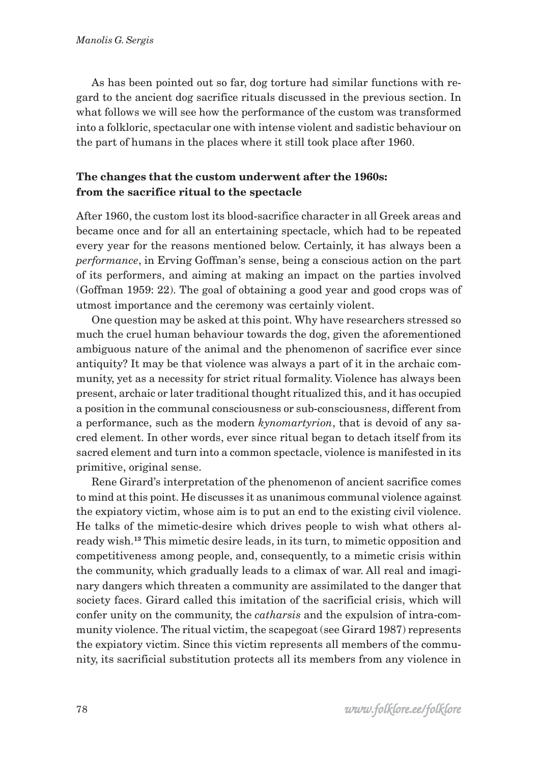As has been pointed out so far, dog torture had similar functions with regard to the ancient dog sacrifice rituals discussed in the previous section. In what follows we will see how the performance of the custom was transformed into a folkloric, spectacular one with intense violent and sadistic behaviour on the part of humans in the places where it still took place after 1960.

## The changes that the custom underwent after the 1960s: from the sacrifice ritual to the spectacle

After 1960, the custom lost its blood-sacrifice character in all Greek areas and became once and for all an entertaining spectacle, which had to be repeated every year for the reasons mentioned below. Certainly, it has always been a *performance*, in Erving Goffman's sense, being a conscious action on the part of its performers, and aiming at making an impact on the parties involved (Goffman 1959: 22). The goal of obtaining a good year and good crops was of utmost importance and the ceremony was certainly violent.

One question may be asked at this point. Why have researchers stressed so much the cruel human behaviour towards the dog, given the aforementioned ambiguous nature of the animal and the phenomenon of sacrifice ever since antiquity? It may be that violence was always a part of it in the archaic community, yet as a necessity for strict ritual formality. Violence has always been present, archaic or later traditional thought ritualized this, and it has occupied a position in the communal consciousness or sub-consciousness, different from a performance, such as the modern *kynomartyrion*, that is devoid of any sacred element. In other words, ever since ritual began to detach itself from its sacred element and turn into a common spectacle, violence is manifested in its primitive, original sense.

Rene Girard's interpretation of the phenomenon of ancient sacrifice comes to mind at this point. He discusses it as unanimous communal violence against the expiatory victim, whose aim is to put an end to the existing civil violence. He talks of the mimetic-desire which drives people to wish what others already wish.[13] This mimetic desire leads, in its turn, to mimetic opposition and competitiveness among people, and, consequently, to a mimetic crisis within the community, which gradually leads to a climax of war. All real and imaginary dangers which threaten a community are assimilated to the danger that society faces. Girard called this imitation of the sacrificial crisis, which will confer unity on the community, the *catharsis* and the expulsion of intra-community violence. The ritual victim, the scapegoat (see Girard 1987) represents the expiatory victim. Since this victim represents all members of the community, its sacrificial substitution protects all its members from any violence in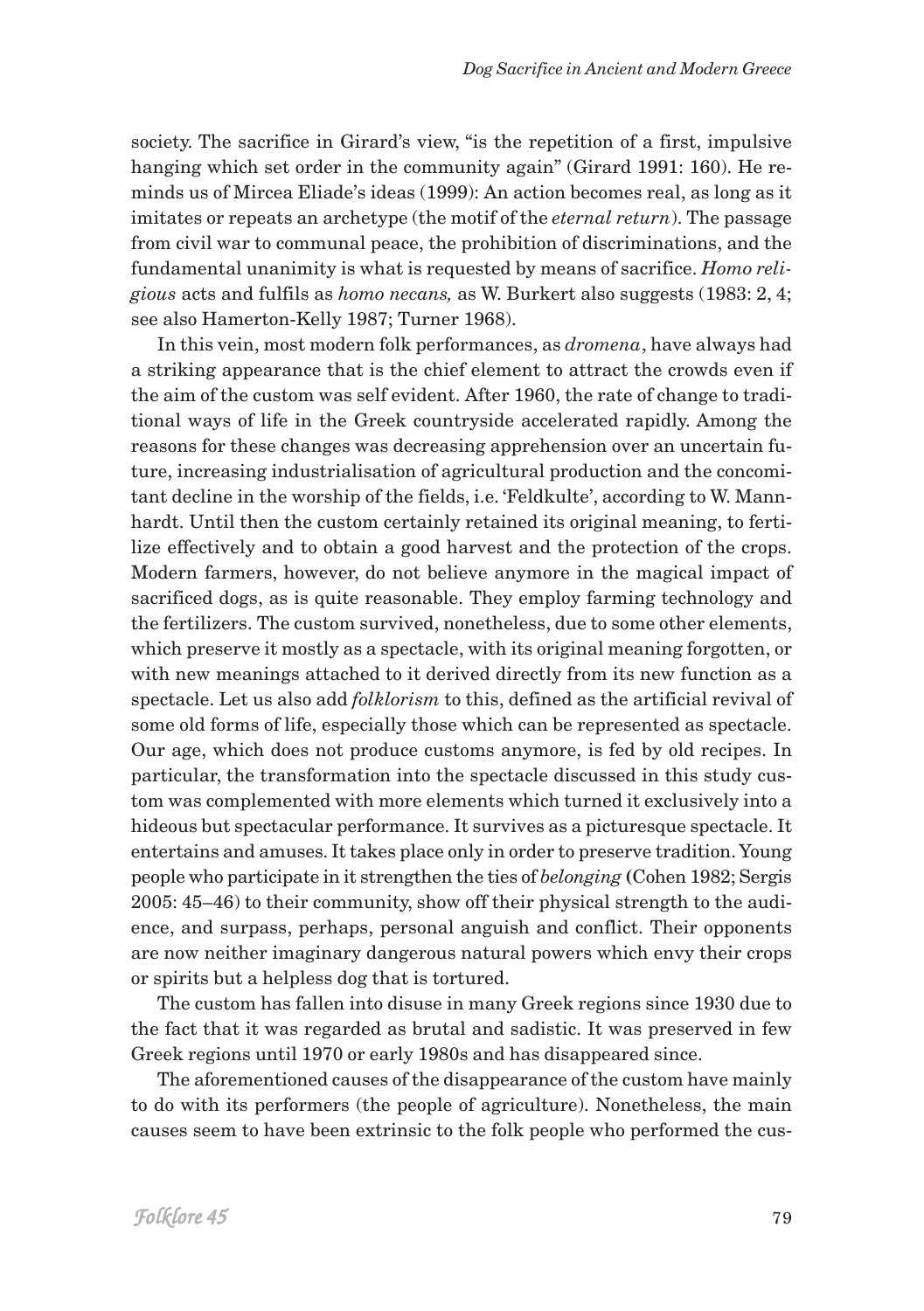society. The sacrifice in Girard's view, "is the repetition of a first, impulsive hanging which set order in the community again" (Girard 1991: 160). He reminds us of Mircea Eliade's ideas (1999): An action becomes real, as long as it imitates or repeats an archetype (the motif of the *eternal return*). The passage from civil war to communal peace, the prohibition of discriminations, and the fundamental unanimity is what is requested by means of sacrifice. *Homo religious* acts and fulfils as *homo necans,* as W. Burkert also suggests (1983: 2, 4; see also Hamerton-Kelly 1987; Turner 1968).

In this vein, most modern folk performances, as *dromena*, have always had a striking appearance that is the chief element to attract the crowds even if the aim of the custom was self evident. After 1960, the rate of change to traditional ways of life in the Greek countryside accelerated rapidly. Among the reasons for these changes was decreasing apprehension over an uncertain future, increasing industrialisation of agricultural production and the concomitant decline in the worship of the fields, i.e. 'Feldkulte', according to W. Mannhardt. Until then the custom certainly retained its original meaning, to fertilize effectively and to obtain a good harvest and the protection of the crops. Modern farmers, however, do not believe anymore in the magical impact of sacrificed dogs, as is quite reasonable. They employ farming technology and the fertilizers. The custom survived, nonetheless, due to some other elements, which preserve it mostly as a spectacle, with its original meaning forgotten, or with new meanings attached to it derived directly from its new function as a spectacle. Let us also add *folklorism* to this, defined as the artificial revival of some old forms of life, especially those which can be represented as spectacle. Our age, which does not produce customs anymore, is fed by old recipes. In particular, the transformation into the spectacle discussed in this study custom was complemented with more elements which turned it exclusively into a hideous but spectacular performance. It survives as a picturesque spectacle. It entertains and amuses. It takes place only in order to preserve tradition. Young people who participate in it strengthen the ties of *belonging* (Cohen 1982; Sergis 2005: 45–46) to their community, show off their physical strength to the audience, and surpass, perhaps, personal anguish and conflict. Their opponents are now neither imaginary dangerous natural powers which envy their crops or spirits but a helpless dog that is tortured.

The custom has fallen into disuse in many Greek regions since 1930 due to the fact that it was regarded as brutal and sadistic. It was preserved in few Greek regions until 1970 or early 1980s and has disappeared since.

The aforementioned causes of the disappearance of the custom have mainly to do with its performers (the people of agriculture). Nonetheless, the main causes seem to have been extrinsic to the folk people who performed the cus-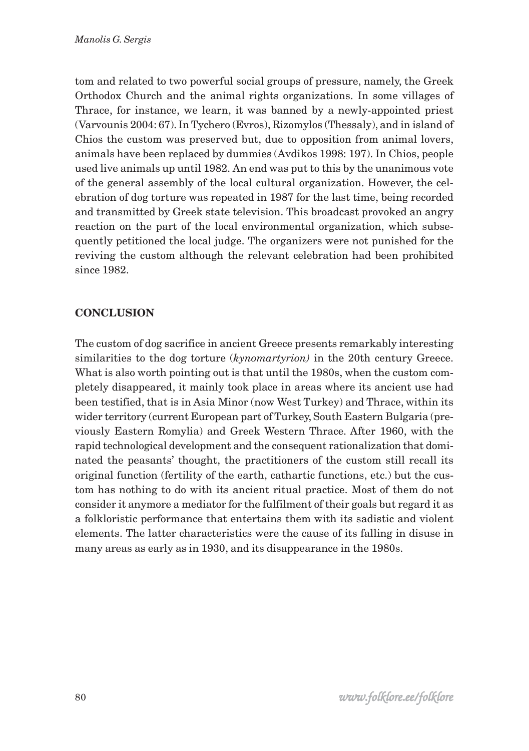tom and related to two powerful social groups of pressure, namely, the Greek Orthodox Church and the animal rights organizations. In some villages of Thrace, for instance, we learn, it was banned by a newly-appointed priest (Varvounis 2004: 67). In Tychero (Evros), Rizomylos (Thessaly), and in island of Chios the custom was preserved but, due to opposition from animal lovers, animals have been replaced by dummies (Avdikos 1998: 197). In Chios, people used live animals up until 1982. An end was put to this by the unanimous vote of the general assembly of the local cultural organization. However, the celebration of dog torture was repeated in 1987 for the last time, being recorded and transmitted by Greek state television. This broadcast provoked an angry reaction on the part of the local environmental organization, which subsequently petitioned the local judge. The organizers were not punished for the reviving the custom although the relevant celebration had been prohibited since 1982.

## CONCLUSION

The custom of dog sacrifice in ancient Greece presents remarkably interesting similarities to the dog torture (*kynomartyrion)* in the 20th century Greece. What is also worth pointing out is that until the 1980s, when the custom completely disappeared, it mainly took place in areas where its ancient use had been testified, that is in Asia Minor (now West Turkey) and Thrace, within its wider territory (current European part of Turkey, South Eastern Bulgaria (previously Eastern Romylia) and Greek Western Thrace. After 1960, with the rapid technological development and the consequent rationalization that dominated the peasants' thought, the practitioners of the custom still recall its original function (fertility of the earth, cathartic functions, etc.) but the custom has nothing to do with its ancient ritual practice. Most of them do not consider it anymore a mediator for the fulfilment of their goals but regard it as a folkloristic performance that entertains them with its sadistic and violent elements. The latter characteristics were the cause of its falling in disuse in many areas as early as in 1930, and its disappearance in the 1980s.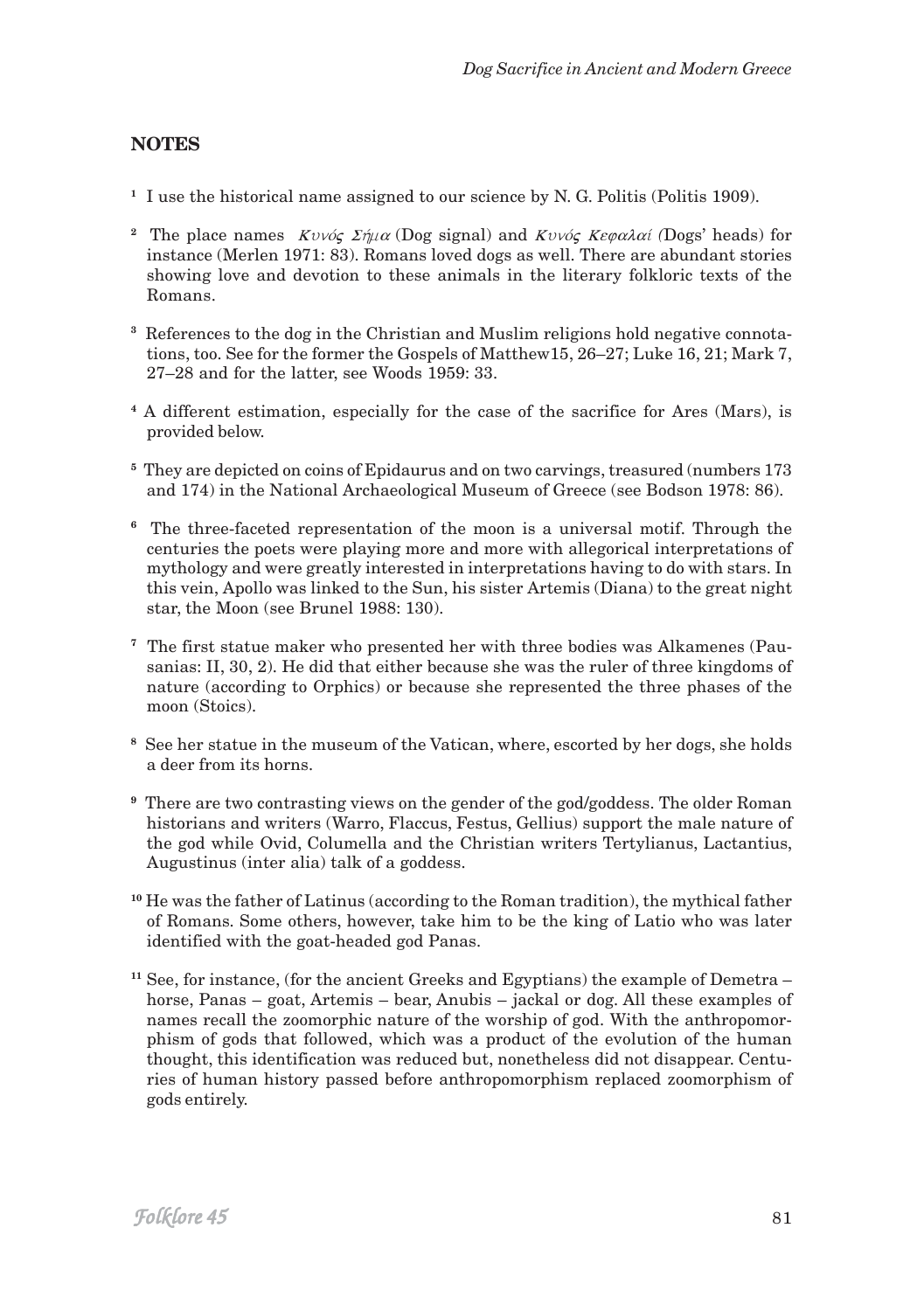## NOTES

[1] I use the historical name assigned to our science by N. G. Politis (Politis 1909).

[2] The place names *Κυνός Σήμα* (Dog signal) and *Κυνός Κεφαλαί (*Dogs' heads) for instance (Merlen 1971: 83). Romans loved dogs as well. There are abundant stories showing love and devotion to these animals in the literary folkloric texts of the Romans.

[3] References to the dog in the Christian and Muslim religions hold negative connotations, too. See for the former the Gospels of Matthew15, 26–27; Luke 16, 21; Mark 7, 27–28 and for the latter, see Woods 1959: 33.

[4] A different estimation, especially for the case of the sacrifice for Ares (Mars), is provided below.

[5] They are depicted on coins of Epidaurus and on two carvings, treasured (numbers 173 and 174) in the National Archaeological Museum of Greece (see Bodson 1978: 86).

[6] The three-faceted representation of the moon is a universal motif. Through the centuries the poets were playing more and more with allegorical interpretations of mythology and were greatly interested in interpretations having to do with stars. In this vein, Apollo was linked to the Sun, his sister Artemis (Diana) to the great night star, the Moon (see Brunel 1988: 130).

[7] The first statue maker who presented her with three bodies was Alkamenes (Pausanias: II, 30, 2). He did that either because she was the ruler of three kingdoms of nature (according to Orphics) or because she represented the three phases of the moon (Stoics).

[8] See her statue in the museum of the Vatican, where, escorted by her dogs, she holds a deer from its horns.

[9] There are two contrasting views on the gender of the god/goddess. The older Roman historians and writers (Warro, Flaccus, Festus, Gellius) support the male nature of the god while Ovid, Columella and the Christian writers Tertylianus, Lactantius, Augustinus (inter alia) talk of a goddess.

[10] He was the father of Latinus (according to the Roman tradition), the mythical father of Romans. Some others, however, take him to be the king of Latio who was later identified with the goat-headed god Panas.

[11] See, for instance, (for the ancient Greeks and Egyptians) the example of Demetra – horse, Panas – goat, Artemis – bear, Anubis – jackal or dog. All these examples of names recall the zoomorphic nature of the worship of god. With the anthropomorphism of gods that followed, which was a product of the evolution of the human thought, this identification was reduced but, nonetheless did not disappear. Centuries of human history passed before anthropomorphism replaced zoomorphism of gods entirely.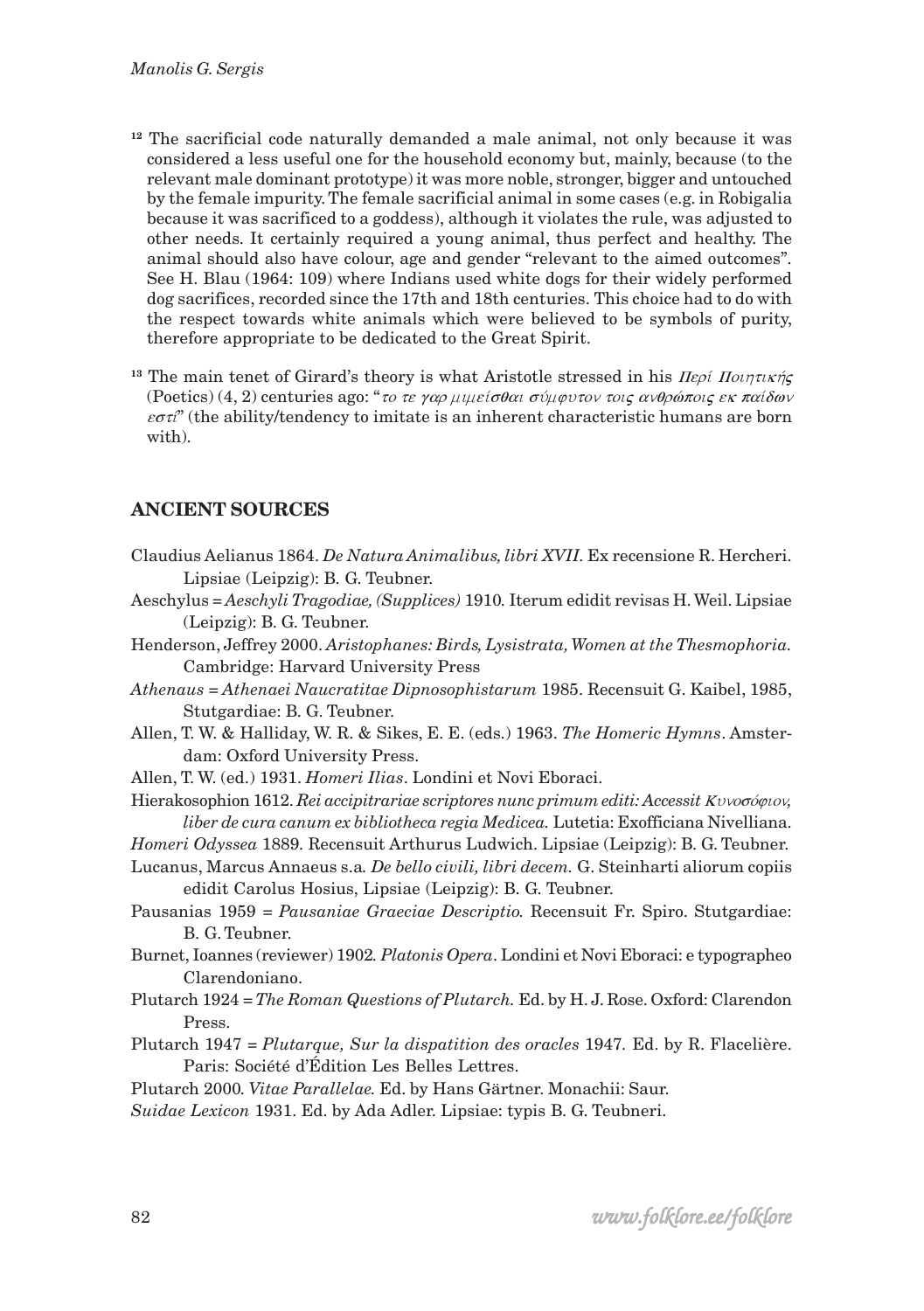[12] The sacrificial code naturally demanded a male animal, not only because it was considered a less useful one for the household economy but, mainly, because (to the relevant male dominant prototype) it was more noble, stronger, bigger and untouched by the female impurity. The female sacrificial animal in some cases (e.g. in Robigalia because it was sacrificed to a goddess), although it violates the rule, was adjusted to other needs. It certainly required a young animal, thus perfect and healthy. The animal should also have colour, age and gender "relevant to the aimed outcomes". See H. Blau (1964: 109) where Indians used white dogs for their widely performed dog sacrifices, recorded since the 17th and 18th centuries. This choice had to do with the respect towards white animals which were believed to be symbols of purity, therefore appropriate to be dedicated to the Great Spirit.

[13] The main tenet of Girard's theory is what Aristotle stressed in his *Περί Ποιητικής* (Poetics) (4, 2) centuries ago: "*το τε γαρ μιμείσθαι σύμφυτον τοις ανθρώποις εκ παίδων εστί*" (the ability/tendency to imitate is an inherent characteristic humans are born with).

## ANCIENT SOURCES

Claudius Aelianus 1864. *De Natura Animalibus, libri XVII.* Ex recensione R. Hercheri. Lipsiae (Leipzig): B. G. Teubner.

Aeschylus = *Aeschyli Tragodiae, (Supplices)* 1910. Iterum edidit revisas H. Weil. Lipsiae (Leipzig): B. G. Teubner.

Henderson, Jeffrey 2000. *Aristophanes: Birds, Lysistrata, Women at the Thesmophoria.* Cambridge: Harvard University Press

*Athenaus* = *Athenaei Naucratitae Dipnosophistarum* 1985. Recensuit G. Kaibel, 1985, Stutgardiae: B. G. Teubner.

Allen, T. W. & Halliday, W. R. & Sikes, E. E. (eds.) 1963. *The Homeric Hymns*. Amsterdam: Oxford University Press.

Allen, T. W. (ed.) 1931. *Homeri Ilias*. Londini et Novi Eboraci.

Hierakosophion 1612. *Rei accipitrariae scriptores nunc primum editi: Accessit Κυνοσόφιον, liber de cura canum ex bibliotheca regia Medicea.* Lutetia: Exofficiana Nivelliana.

*Homeri Odyssea* 1889. Recensuit Arthurus Ludwich. Lipsiae (Leipzig): B. G. Teubner.

Lucanus, Marcus Annaeus s.a. *De bello civili, libri decem.* G. Steinharti aliorum copiis edidit Carolus Hosius, Lipsiae (Leipzig): B. G. Teubner.

Pausanias 1959 = *Pausaniae Graeciae Descriptio.* Recensuit Fr. Spiro. Stutgardiae: B. G. Teubner.

Burnet, Ioannes (reviewer) 1902. *Platonis Opera*. Londini et Novi Eboraci: e typographeo Clarendoniano.

Plutarch 1924 = *The Roman Questions of Plutarch.* Ed. by H. J. Rose. Oxford: Clarendon Press.

Plutarch 1947 = *Plutarque, Sur la dispatition des oracles* 1947. Ed. by R. Flacelière. Paris: Société d'Édition Les Belles Lettres.

Plutarch 2000. *Vitae Parallelae.* Ed. by Hans Gärtner. Monachii: Saur.

*Suidae Lexicon* 1931. Ed. by Ada Adler. Lipsiae: typis B. G. Teubneri.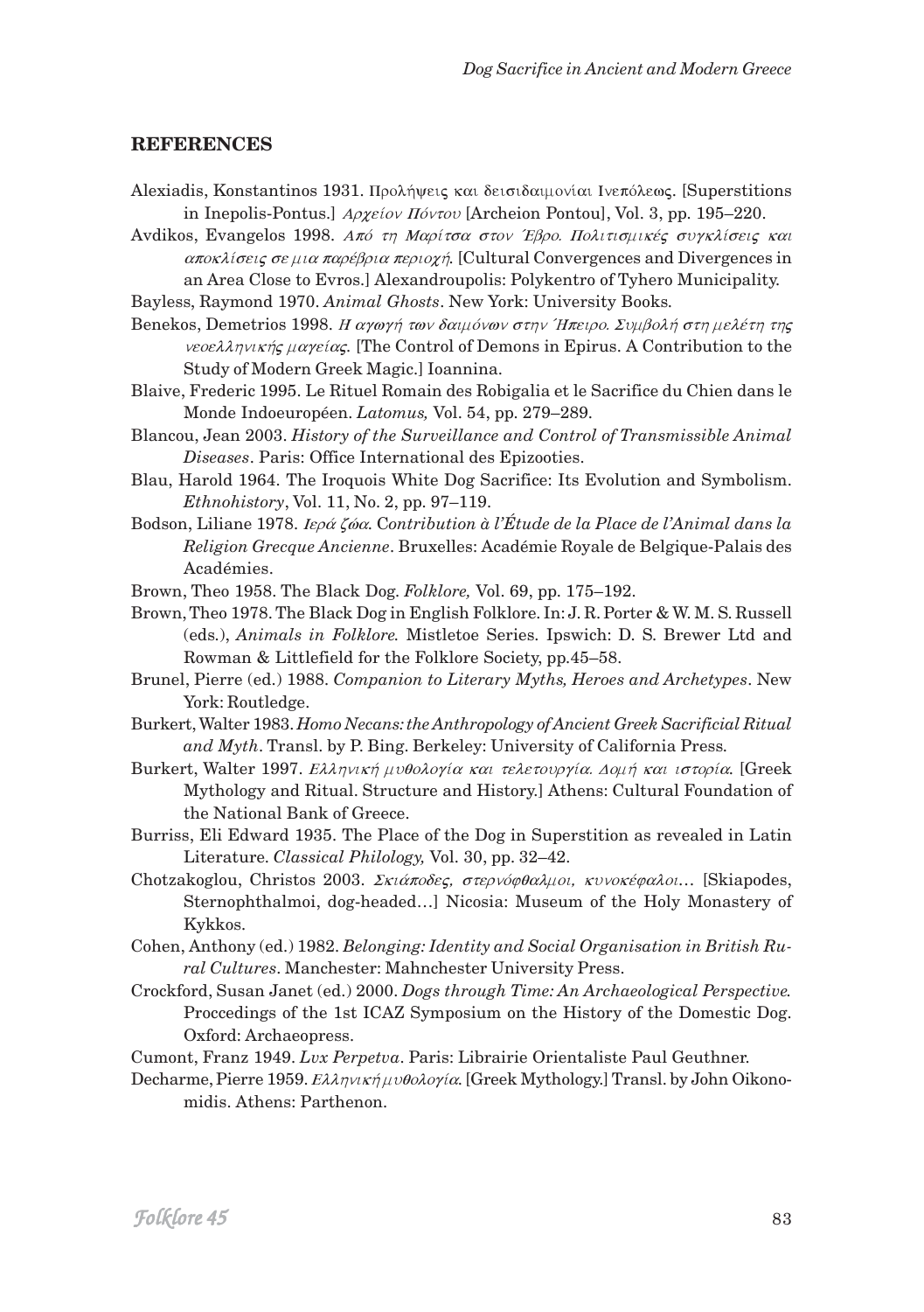## REFERENCES

Alexiadis, Konstantinos 1931. Προλήψεις και δεισιδαιμονίαι Ινεπόλεως. [Superstitions in Inepolis-Pontus.] *Αρχείον Πόντου* [Archeion Pontou], Vol. 3, pp. 195–220.

Avdikos, Evangelos 1998. *Από τη Μαρίτσα στον Έβρο. Πολιτισμικές συγκλίσεις και αποκλίσεις σε μια παρέβρια περιοχή.* [Cultural Convergences and Divergences in an Area Close to Evros.] Alexandroupolis: Polykentro of Tyhero Municipality.

Bayless, Raymond 1970. *Animal Ghosts*. New York: University Books.

Benekos, Demetrios 1998. *Η αγωγή των δαιμόνων στην Ήπειρο. Συμβολή στη μελέτη της νεοελληνικής μαγείας.* [The Control of Demons in Epirus. A Contribution to the Study of Modern Greek Magic.] Ioannina.

Blaive, Frederic 1995. Le Rituel Romain des Robigalia et le Sacrifice du Chien dans le Monde Indoeuropéen. *Latomus,* Vol. 54, pp. 279–289.

Blancou, Jean 2003. *History of the Surveillance and Control of Transmissible Animal Diseases*. Paris: Office International des Epizooties.

Blau, Harold 1964. The Iroquois White Dog Sacrifice: Its Evolution and Symbolism. *Ethnohistory*, Vol. 11, No. 2, pp. 97–119.

Bodson, Liliane 1978. *Ιερά ζώα. Contribution à l'Étude de la Place de l'Animal dans la Religion Grecque Ancienne*. Bruxelles: Académie Royale de Belgique-Palais des Académies.

Brown, Theo 1958. The Black Dog. *Folklore,* Vol. 69, pp. 175–192.

Brown, Theo 1978. The Black Dog in English Folklore. In: J. R. Porter & W. M. S. Russell (eds.), *Animals in Folklore.* Mistletoe Series. Ipswich: D. S. Brewer Ltd and Rowman & Littlefield for the Folklore Society, pp.45–58.

Brunel, Pierre (ed.) 1988. *Companion to Literary Myths, Heroes and Archetypes*. New York: Routledge.

Burkert, Walter 1983. *Homo Necans: the Anthropology of Ancient Greek Sacrificial Ritual and Myth*. Transl. by P. Bing. Berkeley: University of California Press.

Burkert, Walter 1997. *Ελληνική μυθολογία και τελετουργία. Δομή και ιστορία.* [Greek Mythology and Ritual. Structure and History.] Athens: Cultural Foundation of the National Bank of Greece.

Burriss, Eli Edward 1935. The Place of the Dog in Superstition as revealed in Latin Literature. *Classical Philology,* Vol. 30, pp. 32–42.

Chotzakoglou, Christos 2003. *Σκιάποδες, στερνόφθαλμοι, κυνοκέφαλοι…* [Skiapodes, Sternophthalmoi, dog-headed…] Nicosia: Museum of the Holy Monastery of Kykkos.

Cohen, Anthony (ed.) 1982. *Belonging: Identity and Social Organisation in British Rural Cultures*. Manchester: Mahnchester University Press.

Crockford, Susan Janet (ed.) 2000. *Dogs through Time: An Archaeological Perspective.* Proccedings of the 1st ICAZ Symposium on the History of the Domestic Dog. Oxford: Archaeopress.

Cumont, Franz 1949. *Lux Perpetva*. Paris: Librairie Orientaliste Paul Geuthner.

Decharme, Pierre 1959. *Ελληνική μυθολογία.* [Greek Mythology.] Transl. by John Oikonomidis. Athens: Parthenon.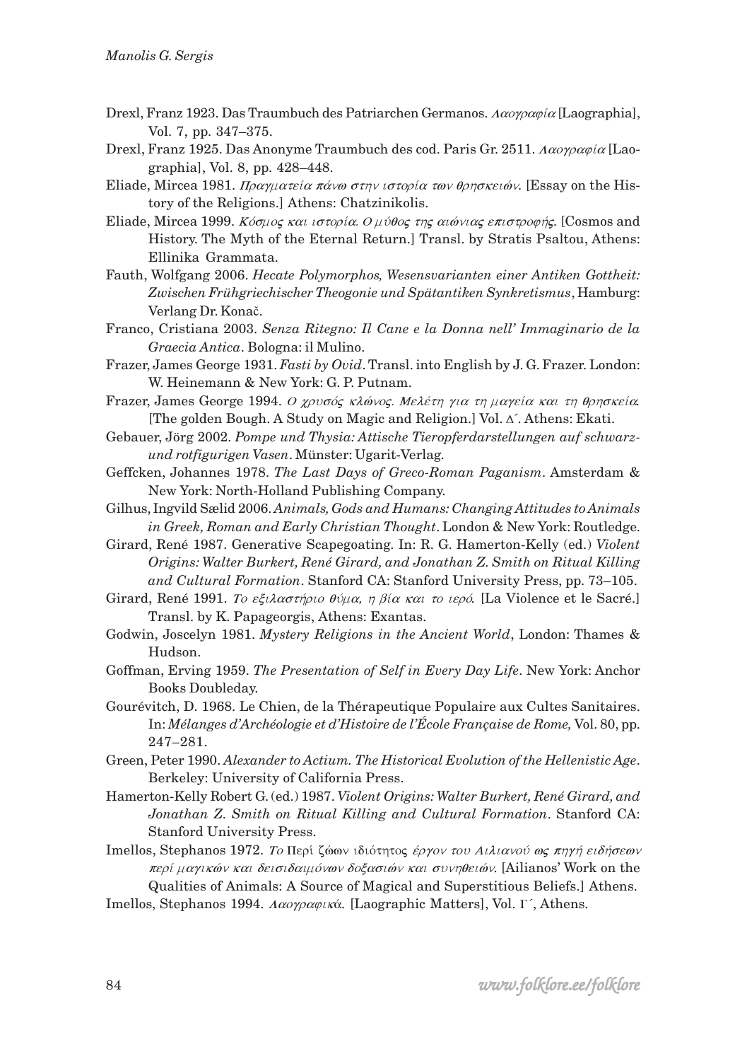Drexl, Franz 1923. Das Traumbuch des Patriarchen Germanos. *Λαογραφία* [Laographia], Vol. 7, pp. 347–375.

Drexl, Franz 1925. Das Anonyme Traumbuch des cod. Paris Gr. 2511. *Λαογραφία* [Laographia], Vol. 8, pp. 428–448.

Eliade, Mircea 1981. *Πραγματεία πάνω στην ιστορία των θρησκειών*. [Essay on the History of the Religions.] Athens: Chatzinikolis.

Eliade, Mircea 1999. *Κόσμος και ιστορία. Ο μύθος της αιώνιας επιστροφής*. [Cosmos and History. The Myth of the Eternal Return.] Transl. by Stratis Psaltou, Athens: Ellinika Grammata.

Fauth, Wolfgang 2006. *Hecate Polymorphos, Wesensvarianten einer Antiken Gottheit: Zwischen Frühgriechischer Theogonie und Spätantiken Synkretismus*, Hamburg: Verlang Dr. Konač.

Franco, Cristiana 2003. *Senza Ritegno: Il Cane e la Donna nell' Immaginario de la Graecia Antica*. Bologna: il Mulino.

Frazer, James George 1931. *Fasti by Ovid*. Transl. into English by J. G. Frazer. London: W. Heinemann & New York: G. P. Putnam.

Frazer, James George 1994. *Ο χρυσός κλώνος. Μελέτη για τη μαγεία και τη θρησκεία*. [The golden Bough. A Study on Magic and Religion.] Vol. Δ΄. Athens: Ekati.

Gebauer, Jörg 2002. *Pompe und Thysia: Attische Tieropferdarstellungen auf schwarz- und rotfigurigen Vasen*. Münster: Ugarit-Verlag.

Geffcken, Johannes 1978. *The Last Days of Greco-Roman Paganism*. Amsterdam & New York: North-Holland Publishing Company.

Gilhus, Ingvild Sælid 2006. *Animals, Gods and Humans: Changing Attitudes to Animals in Greek, Roman and Early Christian Thought*. London & New York: Routledge.

Girard, René 1987. Generative Scapegoating. In: R. G. Hamerton-Kelly (ed.) *Violent Origins: Walter Burkert, René Girard, and Jonathan Z. Smith on Ritual Killing and Cultural Formation*. Stanford CA: Stanford University Press, pp. 73–105.

Girard, René 1991. *Το εξιλαστήριο θύμα, η βία και το ιερό*. [La Violence et le Sacré.] Transl. by K. Papageorgis, Athens: Exantas.

Godwin, Joscelyn 1981. *Mystery Religions in the Ancient World*, London: Thames & Hudson.

Goffman, Erving 1959. *The Presentation of Self in Every Day Life*. New York: Anchor Books Doubleday.

Gourévitch, D. 1968. Le Chien, de la Thérapeutique Populaire aux Cultes Sanitaires. In: *Mélanges d'Archéologie et d'Histoire de l'École Française de Rome,* Vol. 80, pp. 247–281.

Green, Peter 1990. *Alexander to Actium. The Historical Evolution of the Hellenistic Age*. Berkeley: University of California Press.

Hamerton-Kelly Robert G. (ed.) 1987. *Violent Origins: Walter Burkert, René Girard, and Jonathan Z. Smith on Ritual Killing and Cultural Formation*. Stanford CA: Stanford University Press.

Imellos, Stephanos 1972. *Το* Περί ζώων ιδιότητος *έργον του Αιλιανού ως πηγή ειδήσεων περί μαγικών και δεισιδαιμόνων δοξασιών και συνηθειών*. [Ailianos' Work on the Qualities of Animals: A Source of Magical and Superstitious Beliefs.] Athens.

Imellos, Stephanos 1994. *Λαογραφικά*. [Laographic Matters], Vol. Γ΄, Athens.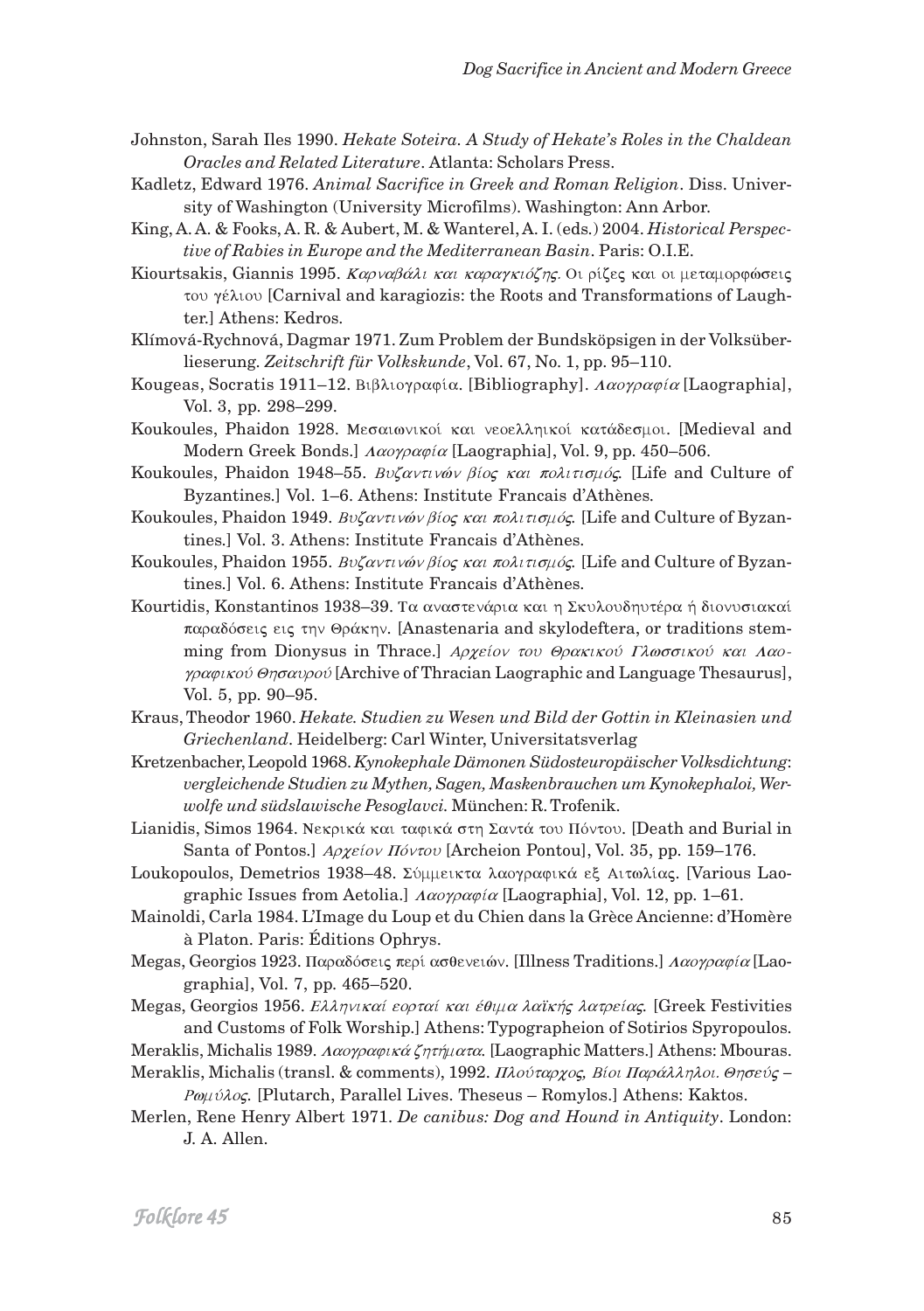Johnston, Sarah Iles 1990. *Hekate Soteira. A Study of Hekate's Roles in the Chaldean Oracles and Related Literature*. Atlanta: Scholars Press.

Kadletz, Edward 1976. *Animal Sacrifice in Greek and Roman Religion*. Diss. University of Washington (University Microfilms). Washington: Ann Arbor.

King, A. A. & Fooks, A. R. & Aubert, M. & Wanterel, A. I. (eds.) 2004. *Historical Perspective of Rabies in Europe and the Mediterranean Basin*. Paris: O.I.E.

Kiourtsakis, Giannis 1995. *Καρναβάλι και καραγκιόζης.* Οι ρίζες και οι μεταμορφώσεις του γέλιου [Carnival and karagiozis: the Roots and Transformations of Laughter.] Athens: Kedros.

Klímová-Rychnová, Dagmar 1971. Zum Problem der Bundsköpsigen in der Volksüberlieserung. *Zeitschrift für Volkskunde*, Vol. 67, No. 1, pp. 95–110.

Kougeas, Socratis 1911–12. Βιβλιογραφία. [Bibliography]. *Λαογραφία* [Laographia], Vol. 3, pp. 298–299.

Koukoules, Phaidon 1928. Μεσαιωνικοί και νεοελληνικοί κατάδεσμοι. [Medieval and Modern Greek Bonds.] *Λαογραφία* [Laographia], Vol. 9, pp. 450–506.

Koukoules, Phaidon 1948–55. *Βυζαντινών βίος και πολιτισμός.* [Life and Culture of Byzantines.] Vol. 1–6. Athens: Institute Francais d'Athènes.

Koukoules, Phaidon 1949. *Βυζαντινών βίος και πολιτισμός.* [Life and Culture of Byzantines.] Vol. 3. Athens: Institute Francais d'Athènes.

Koukoules, Phaidon 1955. *Βυζαντινών βίος και πολιτισμός.* [Life and Culture of Byzantines.] Vol. 6. Athens: Institute Francais d'Athènes.

Kourtidis, Konstantinos 1938–39. Τα αναστενάρια και η Σκυλουδηυτέρα ή διονυσιακαί παραδόσεις εις την Θράκην. [Anastenaria and skylodeftera, or traditions stemming from Dionysus in Thrace.] *Αρχείον του Θρακικού Γλωσσικού και Λαογραφικού Θησαυρού* [Archive of Thracian Laographic and Language Thesaurus], Vol. 5, pp. 90–95.

Kraus, Theodor 1960. *Hekate. Studien zu Wesen und Bild der Gottin in Kleinasien und Griechenland*. Heidelberg: Carl Winter, Universitatsverlag

Kretzenbacher, Leopold 1968. *Kynokephale Dämonen Südosteuropäischer Volksdichtung: vergleichende Studien zu Mythen, Sagen, Maskenbrauchen um Kynokephaloi, Werwolfe und südslawische Pesoglavci.* München: R. Trofenik.

Lianidis, Simos 1964. Νεκρικά και ταφικά στη Σαντά του Πόντου. [Death and Burial in Santa of Pontos.] *Αρχείον Πόντου* [Archeion Pontou], Vol. 35, pp. 159–176.

Loukopoulos, Demetrios 1938–48. Σύμμεικτα λαογραφικά εξ Αιτωλίας. [Various Laographic Issues from Aetolia.] *Λαογραφία* [Laographia], Vol. 12, pp. 1–61.

Mainoldi, Carla 1984. L'Image du Loup et du Chien dans la Grèce Ancienne: d'Homère à Platon. Paris: Éditions Ophrys.

Megas, Georgios 1923. Παραδόσεις περί ασθενειών. [Illness Traditions.] *Λαογραφία* [Laographia], Vol. 7, pp. 465–520.

Megas, Georgios 1956. *Ελληνικαί εορταί και έθιμα λαϊκής λατρείας.* [Greek Festivities and Customs of Folk Worship.] Athens: Typographeion of Sotirios Spyropoulos.

Meraklis, Michalis 1989. *Λαογραφικά ζητήματα.* [Laographic Matters.] Athens: Mbouras.

Meraklis, Michalis (transl. & comments), 1992. *Πλούταρχος, Βίοι Παράλληλοι. Θησεύς – Ρωμύλος.* [Plutarch, Parallel Lives. Theseus – Romylos.] Athens: Kaktos.

Merlen, Rene Henry Albert 1971. *De canibus: Dog and Hound in Antiquity*. London: J. A. Allen.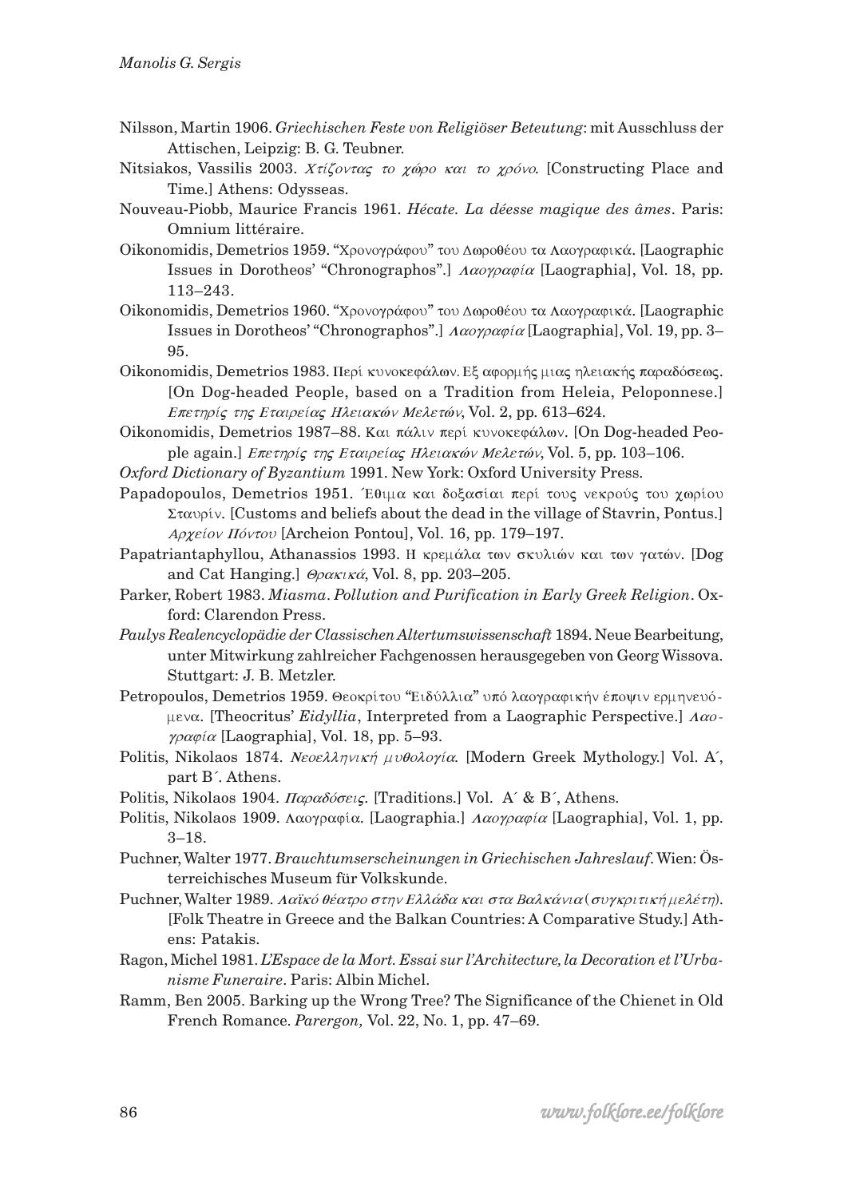Nilsson, Martin 1906. *Griechischen Feste von Religiöser Beteutung*: mit Ausschluss der Attischen, Leipzig: B. G. Teubner.

Nitsiakos, Vassilis 2003. *Χτίζοντας το χώρο και το χρόνο*. [Constructing Place and Time.] Athens: Odysseas.

Nouveau-Piobb, Maurice Francis 1961. *Hécate. La déesse magique des âmes*. Paris: Omnium littéraire.

Oikonomidis, Demetrios 1959. "Χρονογράφου" του Δωροθέου τα Λαογραφικά. [Laographic Issues in Dorotheos' "Chronographos".] *Λαογραφία* [Laographia], Vol. 18, pp. 113–243.

Oikonomidis, Demetrios 1960. "Χρονογράφου" του Δωροθέου τα Λαογραφικά. [Laographic Issues in Dorotheos' "Chronographos".] *Λαογραφία* [Laographia], Vol. 19, pp. 3–95.

Oikonomidis, Demetrios 1983. Περί κυνοκεφάλων. Εξ αφορμής μιας ηλειακής παραδόσεως. [On Dog-headed People, based on a Tradition from Heleia, Peloponnese.] *Επετηρίς της Εταιρείας Ηλειακών Μελετών*, Vol. 2, pp. 613–624.

Oikonomidis, Demetrios 1987–88. Και πάλιν περί κυνοκεφάλων. [On Dog-headed People again.] *Επετηρίς της Εταιρείας Ηλειακών Μελετών*, Vol. 5, pp. 103–106.

*Oxford Dictionary of Byzantium* 1991. New York: Oxford University Press.

Papadopoulos, Demetrios 1951. Έθιμα και δοξασίαι περί τους νεκρούς του χωρίου Σταυρίν. [Customs and beliefs about the dead in the village of Stavrin, Pontus.] *Αρχείον Πόντου* [Archeion Pontou], Vol. 16, pp. 179–197.

Papatriantaphyllou, Athanassios 1993. Η κρεμάλα των σκυλιών και των γατών. [Dog and Cat Hanging.] *Θρακικά*, Vol. 8, pp. 203–205.

Parker, Robert 1983. *Miasma. Pollution and Purification in Early Greek Religion*. Oxford: Clarendon Press.

*Paulys Realencyclopädie der Classischen Altertumswissenschaft* 1894. Neue Bearbeitung, unter Mitwirkung zahlreicher Fachgenossen herausgegeben von Georg Wissova. Stuttgart: J. B. Metzler.

Petropoulos, Demetrios 1959. Θεοκρίτου "Ειδύλλια" υπό λαογραφικήν έποψιν ερμηνευόμενα. [Theocritus' *Eidyllia*, Interpreted from a Laographic Perspective.] *Λαογραφία* [Laographia], Vol. 18, pp. 5–93.

Politis, Nikolaos 1874. *Νεοελληνική μυθολογία*. [Modern Greek Mythology.] Vol. A´, part B´. Athens.

Politis, Nikolaos 1904. *Παραδόσεις*. [Traditions.] Vol. A´ & B´, Athens.

Politis, Nikolaos 1909. Λαογραφία. [Laographia.] *Λαογραφία* [Laographia], Vol. 1, pp. 3–18.

Puchner, Walter 1977. *Brauchtumserscheinungen in Griechischen Jahreslauf*. Wien: Österreichisches Museum für Volkskunde.

Puchner, Walter 1989. *Λαϊκό θέατρο στην Ελλάδα και στα Βαλκάνια (συγκριτική μελέτη)*. [Folk Theatre in Greece and the Balkan Countries: A Comparative Study.] Athens: Patakis.

Ragon, Michel 1981. *L'Espace de la Mort. Essai sur l'Architecture, la Decoration et l'Urbanisme Funeraire*. Paris: Albin Michel.

Ramm, Ben 2005. Barking up the Wrong Tree? The Significance of the Chienet in Old French Romance. *Parergon,* Vol. 22, No. 1, pp. 47–69.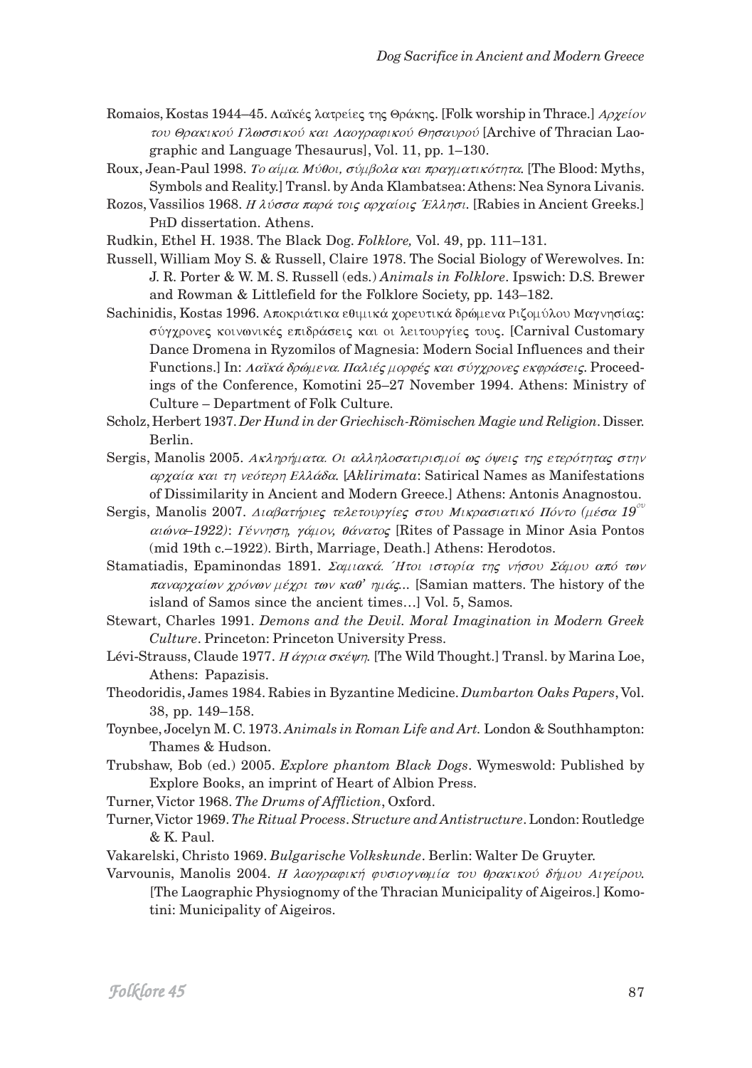Romaios, Kostas 1944–45. Λαϊκές λατρείες της Θράκης. [Folk worship in Thrace.] *Αρχείον του Θρακικού Γλωσσικού και Λαογραφικού Θησαυρού* [Archive of Thracian Laographic and Language Thesaurus], Vol. 11, pp. 1–130.

Roux, Jean-Paul 1998. *Το αίμα. Μύθοι, σύμβολα και πραγματικότητα.* [The Blood: Myths, Symbols and Reality.] Transl. by Anda Klambatsea: Athens: Nea Synora Livanis.

Rozos, Vassilios 1968. *Η λύσσα παρά τοις αρχαίοις Έλλησι.* [Rabies in Ancient Greeks.] PhD dissertation. Athens.

Rudkin, Ethel H. 1938. The Black Dog. *Folklore,* Vol. 49, pp. 111–131.

Russell, William Moy S. & Russell, Claire 1978. The Social Biology of Werewolves. In: J. R. Porter & W. M. S. Russell (eds.) *Animals in Folklore*. Ipswich: D.S. Brewer and Rowman & Littlefield for the Folklore Society, pp. 143–182.

Sachinidis, Kostas 1996. Αποκριάτικα εθιμικά χορευτικά δρώμενα Ριζομύλου Μαγνησίας: σύγχρονες κοινωνικές επιδράσεις και οι λειτουργίες τους. [Carnival Customary Dance Dromena in Ryzomilos of Magnesia: Modern Social Influences and their Functions.] In: *Λαϊκά δρώμενα. Παλιές μορφές και σύγχρονες εκφράσεις*. Proceedings of the Conference, Komotini 25–27 November 1994. Athens: Ministry of Culture – Department of Folk Culture.

Scholz, Herbert 1937. *Der Hund in der Griechisch-Römischen Magie und Religion*. Disser. Berlin.

Sergis, Manolis 2005. *Ακληρήματα. Οι αλληλοσατιρισμοί ως όψεις της ετερότητας στην αρχαία και τη νεότερη Ελλάδα.* [*Aklirimata*: Satirical Names as Manifestations of Dissimilarity in Ancient and Modern Greece.] Athens: Antonis Anagnostou.

Sergis, Manolis 2007. *Διαβατήριες τελετουργίες στον Μικρασιατικό Πόντο (μέσα 19ου αιώνα–1922)*: *Γέννηση, γάμος, θάνατος* [Rites of Passage in Minor Asia Pontos (mid 19th c.–1922). Birth, Marriage, Death.] Athens: Herodotos.

Stamatiadis, Epaminondas 1891. *Σαμιακά. Ήτοι ιστορία της νήσου Σάμου από των παναρχαίων χρόνων μέχρι των καθ' ημάς...* [Samian matters. The history of the island of Samos since the ancient times…] Vol. 5, Samos.

Stewart, Charles 1991. *Demons and the Devil. Moral Imagination in Modern Greek Culture*. Princeton: Princeton University Press.

Lévi-Strauss, Claude 1977. *Η άγρια σκέψη.* [The Wild Thought.] Transl. by Marina Loe, Athens: Papazisis.

Theodoridis, James 1984. Rabies in Byzantine Medicine. *Dumbarton Oaks Papers*, Vol. 38, pp. 149–158.

Toynbee, Jocelyn M. C. 1973. *Animals in Roman Life and Art.* London & Southhampton: Thames & Hudson.

Trubshaw, Bob (ed.) 2005. *Explore phantom Black Dogs*. Wymeswold: Published by Explore Books, an imprint of Heart of Albion Press.

Turner, Victor 1968. *The Drums of Affliction*, Oxford.

Turner, Victor 1969. *The Ritual Process. Structure and Antistructure*. London: Routledge & K. Paul.

Vakarelski, Christo 1969. *Bulgarische Volkskunde*. Berlin: Walter De Gruyter.

Varvounis, Manolis 2004. *Η λαογραφική φυσιογνωμία του θρακικού δήμου Αιγείρου.* [The Laographic Physiognomy of the Thracian Municipality of Aigeiros.] Komotini: Municipality of Aigeiros.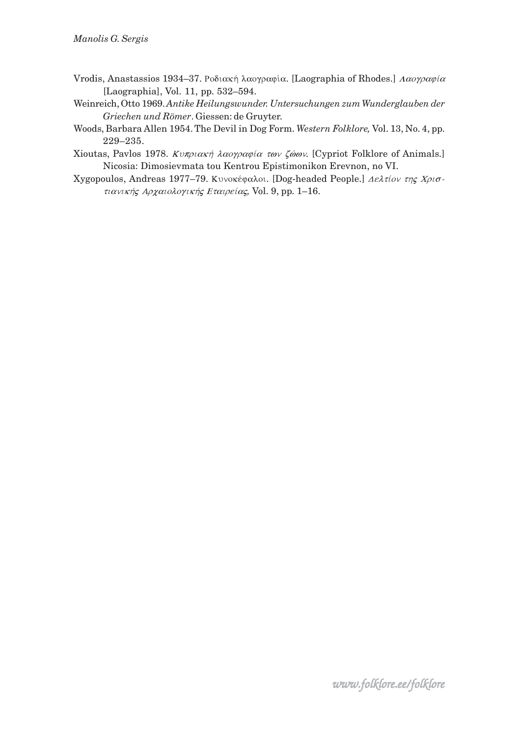Vrodis, Anastassios 1934–37. Ροδιακή λαογραφία. [Laographia of Rhodes.] *Λαογραφία* [Laographia], Vol. 11, pp. 532–594.

Weinreich, Otto 1969. *Antike Heilungswunder. Untersuchungen zum Wunderglauben der Griechen und Römer*. Giessen: de Gruyter.

Woods, Barbara Allen 1954. The Devil in Dog Form. *Western Folklore,* Vol. 13, No. 4, pp. 229–235.

Xioutas, Pavlos 1978. *Κυπριακή λαογραφία των ζώων.* [Cypriot Folklore of Animals.] Nicosia: Dimosievmata tou Kentrou Epistimonikon Erevnon, no VI.

Xygopoulos, Andreas 1977–79. Κυνοκέφαλοι. [Dog-headed People.] *Δελτίον της Χριστιανικής Αρχαιολογικής Εταιρείας,* Vol. 9, pp. 1–16.